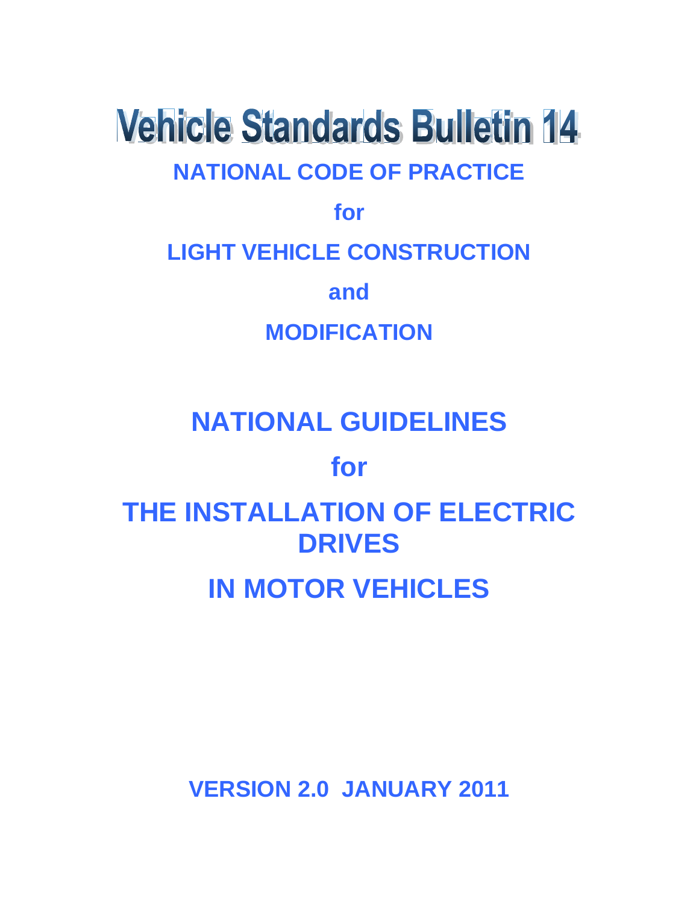# Vehicle Standards Bulletin 14

## NATIONAL CODE OF PRACTICE

## for

## LIGHT VEHICLE CONSTRUCTION

## and

## MODIFICATION

# NATIONAL GUIDELINES

# for

# THE INSTALLATION OF ELECTRIC DRIVES

# IN MOTOR VEHICLES

**VERSION 2.0 JANUARY 2011**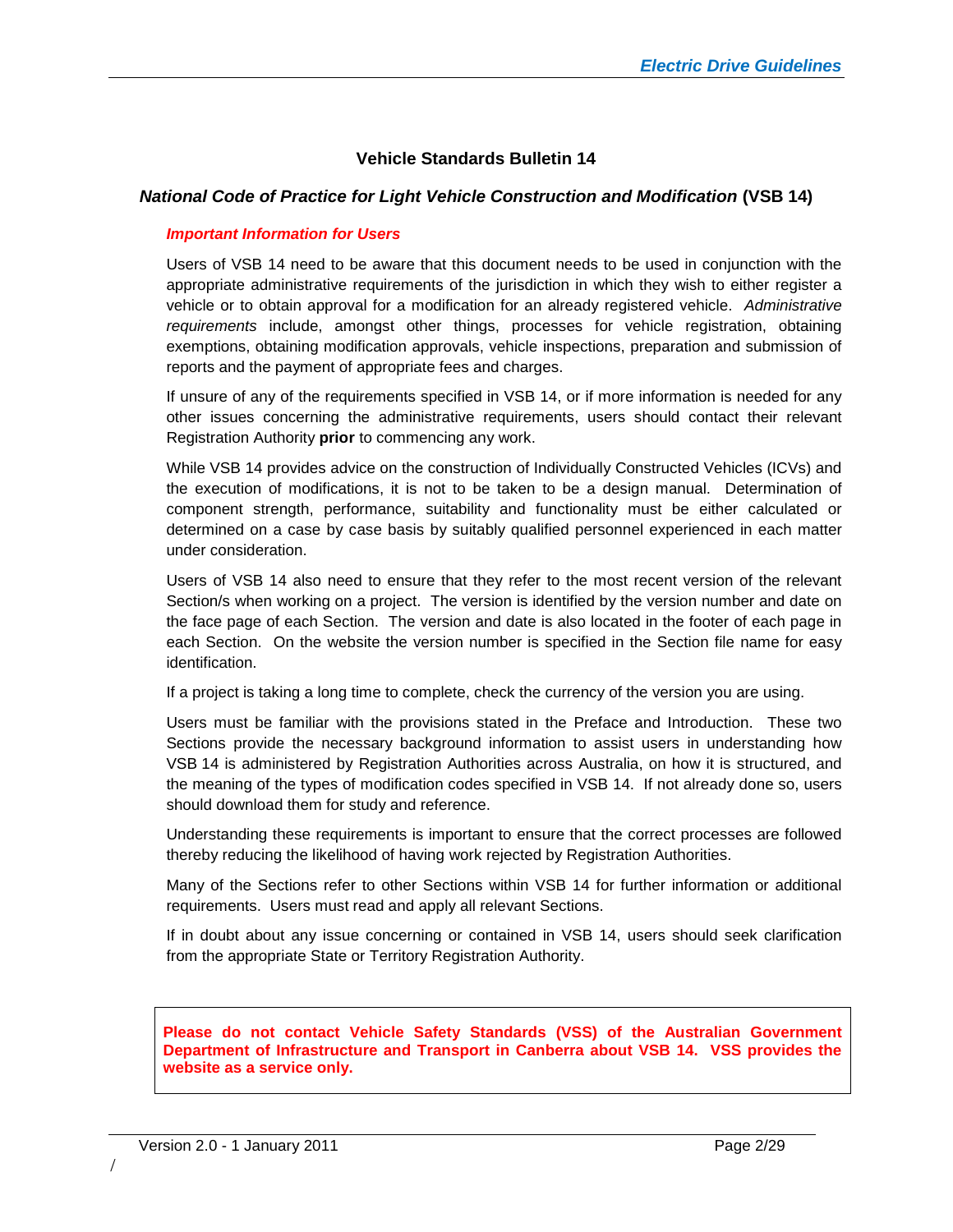## Vehicle Standards Bulletin 14

### *National Code of Practice for Light Vehicle Construction and Modification* (VSB 14)

***Important Information for Users***

Users of VSB 14 need to be aware that this document needs to be used in conjunction with the appropriate administrative requirements of the jurisdiction in which they wish to either register a vehicle or to obtain approval for a modification for an already registered vehicle. *Administrative requirements* include, amongst other things, processes for vehicle registration, obtaining exemptions, obtaining modification approvals, vehicle inspections, preparation and submission of reports and the payment of appropriate fees and charges.

If unsure of any of the requirements specified in VSB 14, or if more information is needed for any other issues concerning the administrative requirements, users should contact their relevant Registration Authority **prior** to commencing any work.

While VSB 14 provides advice on the construction of Individually Constructed Vehicles (ICVs) and the execution of modifications, it is not to be taken to be a design manual. Determination of component strength, performance, suitability and functionality must be either calculated or determined on a case by case basis by suitably qualified personnel experienced in each matter under consideration.

Users of VSB 14 also need to ensure that they refer to the most recent version of the relevant Section/s when working on a project. The version is identified by the version number and date on the face page of each Section. The version and date is also located in the footer of each page in each Section. On the website the version number is specified in the Section file name for easy identification.

If a project is taking a long time to complete, check the currency of the version you are using.

Users must be familiar with the provisions stated in the Preface and Introduction. These two Sections provide the necessary background information to assist users in understanding how VSB 14 is administered by Registration Authorities across Australia, on how it is structured, and the meaning of the types of modification codes specified in VSB 14. If not already done so, users should download them for study and reference.

Understanding these requirements is important to ensure that the correct processes are followed thereby reducing the likelihood of having work rejected by Registration Authorities.

Many of the Sections refer to other Sections within VSB 14 for further information or additional requirements. Users must read and apply all relevant Sections.

If in doubt about any issue concerning or contained in VSB 14, users should seek clarification from the appropriate State or Territory Registration Authority.

**Please do not contact Vehicle Safety Standards (VSS) of the Australian Government Department of Infrastructure and Transport in Canberra about VSB 14. VSS provides the website as a service only.**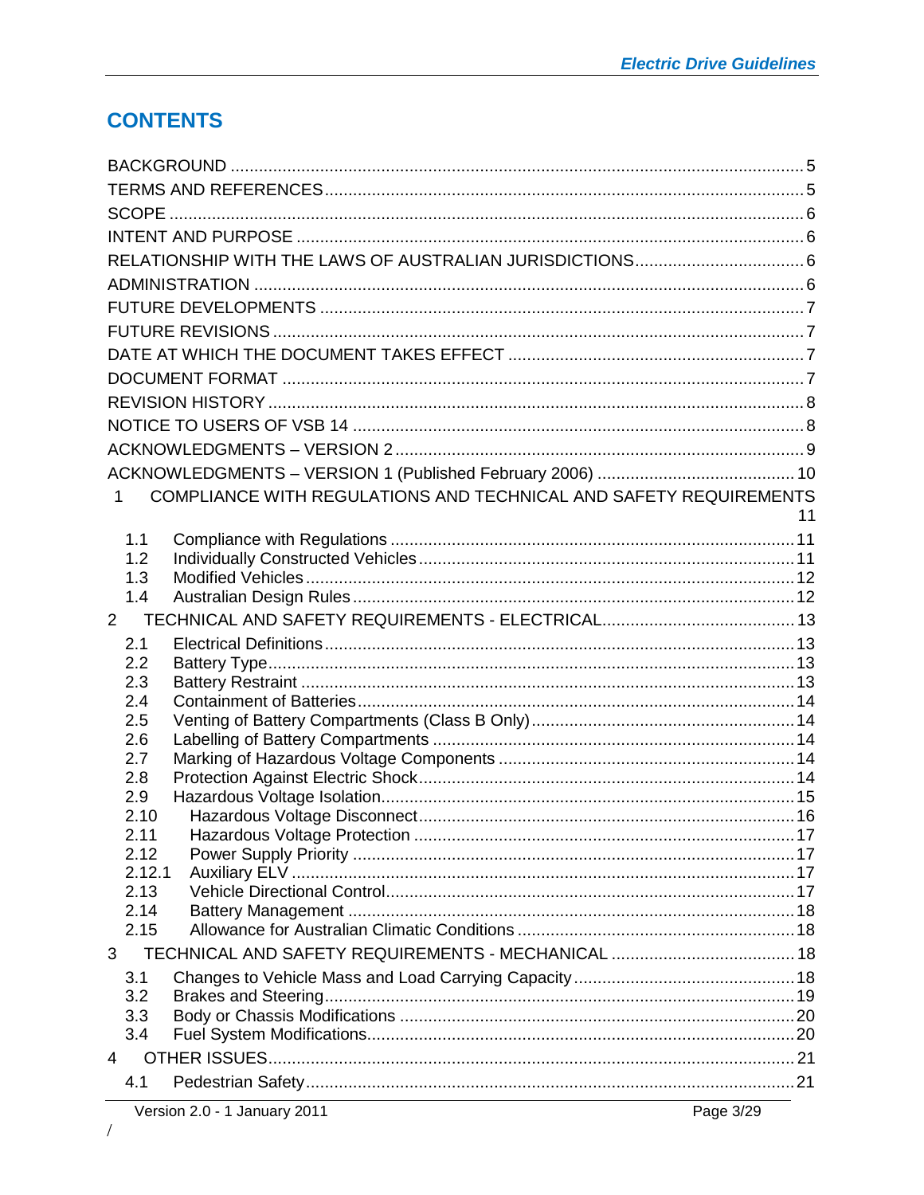# CONTENTS

BACKGROUND ..... 5
TERMS AND REFERENCES ..... 5
SCOPE ..... 6
INTENT AND PURPOSE ..... 6
RELATIONSHIP WITH THE LAWS OF AUSTRALIAN JURISDICTIONS ..... 6
ADMINISTRATION ..... 6
FUTURE DEVELOPMENTS ..... 7
FUTURE REVISIONS ..... 7
DATE AT WHICH THE DOCUMENT TAKES EFFECT ..... 7
DOCUMENT FORMAT ..... 7
REVISION HISTORY ..... 8
NOTICE TO USERS OF VSB 14 ..... 8
ACKNOWLEDGMENTS – VERSION 2 ..... 9
ACKNOWLEDGMENTS – VERSION 1 (Published February 2006) ..... 10

1 COMPLIANCE WITH REGULATIONS AND TECHNICAL AND SAFETY REQUIREMENTS ..... 11

- 1.1 Compliance with Regulations ..... 11
- 1.2 Individually Constructed Vehicles ..... 11
- 1.3 Modified Vehicles ..... 12
- 1.4 Australian Design Rules ..... 12

2 TECHNICAL AND SAFETY REQUIREMENTS - ELECTRICAL ..... 13

- 2.1 Electrical Definitions ..... 13
- 2.2 Battery Type ..... 13
- 2.3 Battery Restraint ..... 13
- 2.4 Containment of Batteries ..... 14
- 2.5 Venting of Battery Compartments (Class B Only) ..... 14
- 2.6 Labelling of Battery Compartments ..... 14
- 2.7 Marking of Hazardous Voltage Components ..... 14
- 2.8 Protection Against Electric Shock ..... 14
- 2.9 Hazardous Voltage Isolation ..... 15
- 2.10 Hazardous Voltage Disconnect ..... 16
- 2.11 Hazardous Voltage Protection ..... 17
- 2.12 Power Supply Priority ..... 17
- 2.12.1 Auxiliary ELV ..... 17
- 2.13 Vehicle Directional Control ..... 17
- 2.14 Battery Management ..... 18
- 2.15 Allowance for Australian Climatic Conditions ..... 18

3 TECHNICAL AND SAFETY REQUIREMENTS - MECHANICAL ..... 18

- 3.1 Changes to Vehicle Mass and Load Carrying Capacity ..... 18
- 3.2 Brakes and Steering ..... 19
- 3.3 Body or Chassis Modifications ..... 20
- 3.4 Fuel System Modifications ..... 20

4 OTHER ISSUES ..... 21

- 4.1 Pedestrian Safety ..... 21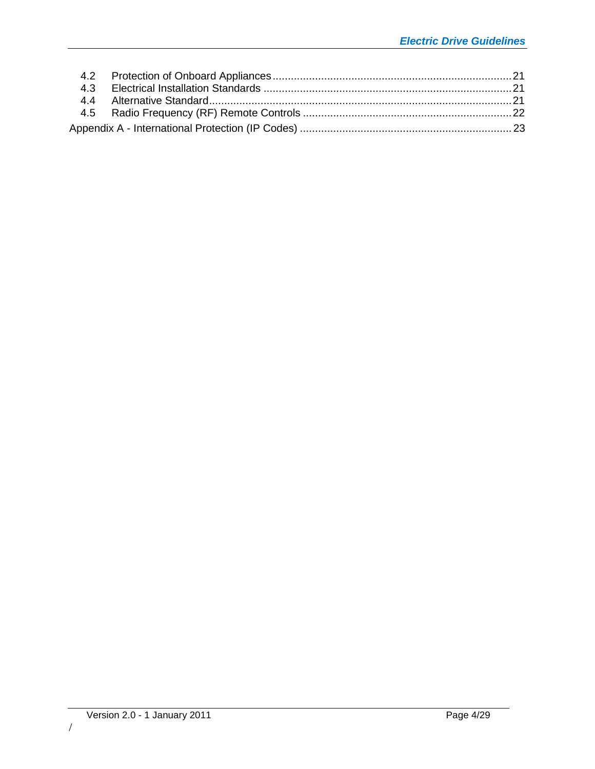4.2 Protection of Onboard Appliances ........................................................................ 21
4.3 Electrical Installation Standards ............................................................................ 21
4.4 Alternative Standard .............................................................................................. 21
4.5 Radio Frequency (RF) Remote Controls ................................................................ 22

Appendix A - International Protection (IP Codes) .......................................................... 23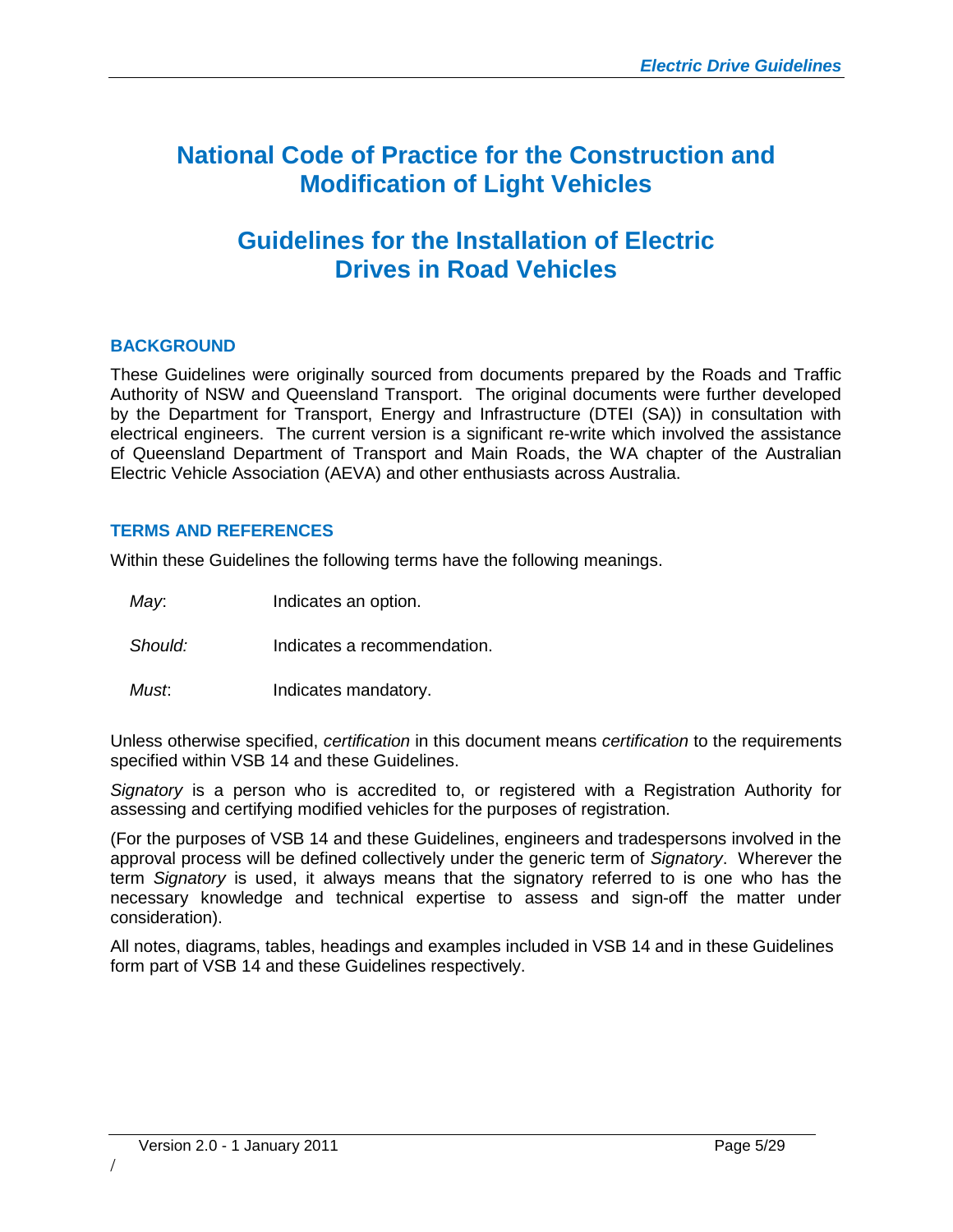# National Code of Practice for the Construction and Modification of Light Vehicles

# Guidelines for the Installation of Electric Drives in Road Vehicles

## BACKGROUND

These Guidelines were originally sourced from documents prepared by the Roads and Traffic Authority of NSW and Queensland Transport. The original documents were further developed by the Department for Transport, Energy and Infrastructure (DTEI (SA)) in consultation with electrical engineers. The current version is a significant re-write which involved the assistance of Queensland Department of Transport and Main Roads, the WA chapter of the Australian Electric Vehicle Association (AEVA) and other enthusiasts across Australia.

## TERMS AND REFERENCES

Within these Guidelines the following terms have the following meanings.

| | |
|---|---|
| *May*: | Indicates an option. |
| *Should:* | Indicates a recommendation. |
| *Must*: | Indicates mandatory. |

Unless otherwise specified, *certification* in this document means *certification* to the requirements specified within VSB 14 and these Guidelines.

*Signatory* is a person who is accredited to, or registered with a Registration Authority for assessing and certifying modified vehicles for the purposes of registration.

(For the purposes of VSB 14 and these Guidelines, engineers and tradespersons involved in the approval process will be defined collectively under the generic term of *Signatory*. Wherever the term *Signatory* is used, it always means that the signatory referred to is one who has the necessary knowledge and technical expertise to assess and sign-off the matter under consideration).

All notes, diagrams, tables, headings and examples included in VSB 14 and in these Guidelines form part of VSB 14 and these Guidelines respectively.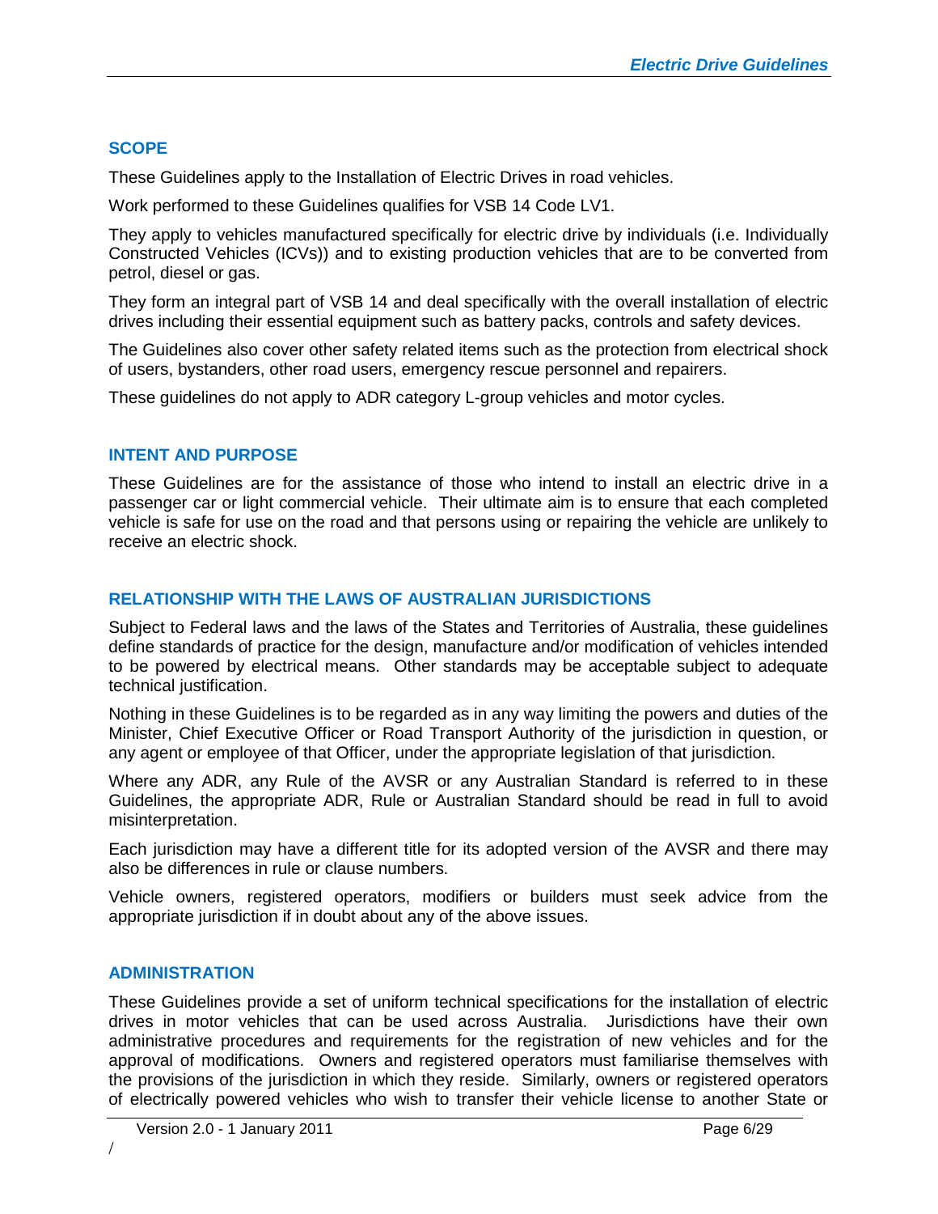## SCOPE

These Guidelines apply to the Installation of Electric Drives in road vehicles.

Work performed to these Guidelines qualifies for VSB 14 Code LV1.

They apply to vehicles manufactured specifically for electric drive by individuals (i.e. Individually Constructed Vehicles (ICVs)) and to existing production vehicles that are to be converted from petrol, diesel or gas.

They form an integral part of VSB 14 and deal specifically with the overall installation of electric drives including their essential equipment such as battery packs, controls and safety devices.

The Guidelines also cover other safety related items such as the protection from electrical shock of users, bystanders, other road users, emergency rescue personnel and repairers.

These guidelines do not apply to ADR category L-group vehicles and motor cycles.

## INTENT AND PURPOSE

These Guidelines are for the assistance of those who intend to install an electric drive in a passenger car or light commercial vehicle. Their ultimate aim is to ensure that each completed vehicle is safe for use on the road and that persons using or repairing the vehicle are unlikely to receive an electric shock.

## RELATIONSHIP WITH THE LAWS OF AUSTRALIAN JURISDICTIONS

Subject to Federal laws and the laws of the States and Territories of Australia, these guidelines define standards of practice for the design, manufacture and/or modification of vehicles intended to be powered by electrical means. Other standards may be acceptable subject to adequate technical justification.

Nothing in these Guidelines is to be regarded as in any way limiting the powers and duties of the Minister, Chief Executive Officer or Road Transport Authority of the jurisdiction in question, or any agent or employee of that Officer, under the appropriate legislation of that jurisdiction.

Where any ADR, any Rule of the AVSR or any Australian Standard is referred to in these Guidelines, the appropriate ADR, Rule or Australian Standard should be read in full to avoid misinterpretation.

Each jurisdiction may have a different title for its adopted version of the AVSR and there may also be differences in rule or clause numbers.

Vehicle owners, registered operators, modifiers or builders must seek advice from the appropriate jurisdiction if in doubt about any of the above issues.

## ADMINISTRATION

These Guidelines provide a set of uniform technical specifications for the installation of electric drives in motor vehicles that can be used across Australia. Jurisdictions have their own administrative procedures and requirements for the registration of new vehicles and for the approval of modifications. Owners and registered operators must familiarise themselves with the provisions of the jurisdiction in which they reside. Similarly, owners or registered operators of electrically powered vehicles who wish to transfer their vehicle license to another State or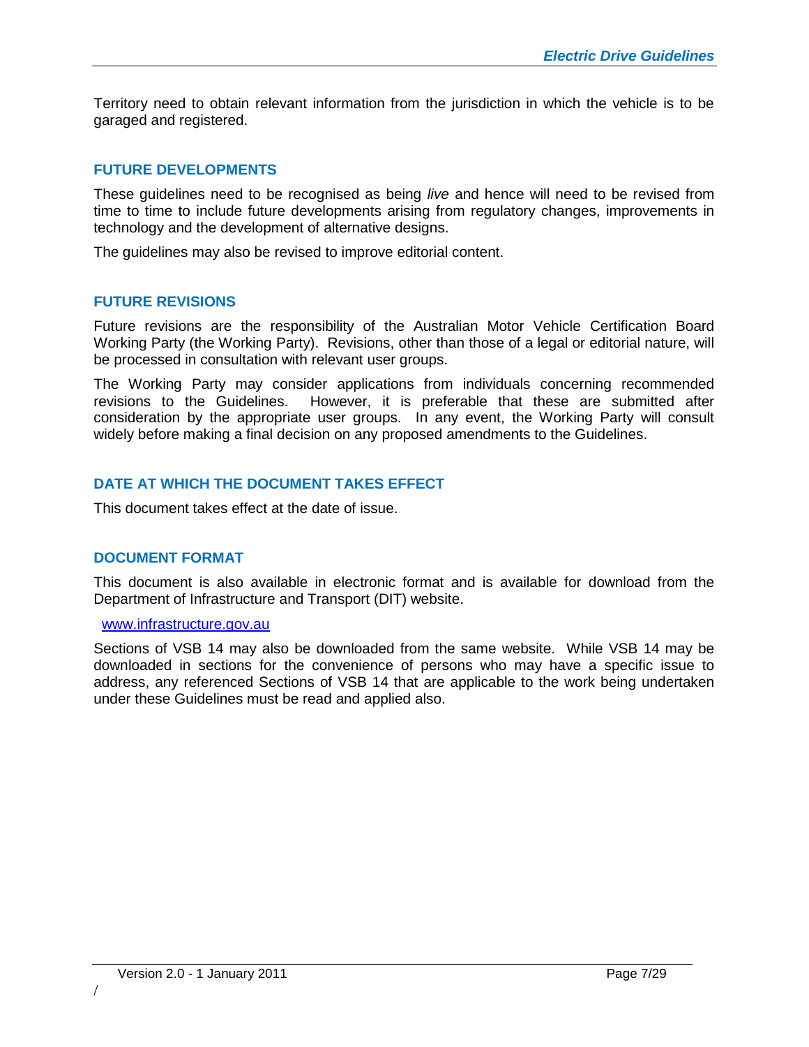Territory need to obtain relevant information from the jurisdiction in which the vehicle is to be garaged and registered.

## FUTURE DEVELOPMENTS

These guidelines need to be recognised as being *live* and hence will need to be revised from time to time to include future developments arising from regulatory changes, improvements in technology and the development of alternative designs.

The guidelines may also be revised to improve editorial content.

## FUTURE REVISIONS

Future revisions are the responsibility of the Australian Motor Vehicle Certification Board Working Party (the Working Party). Revisions, other than those of a legal or editorial nature, will be processed in consultation with relevant user groups.

The Working Party may consider applications from individuals concerning recommended revisions to the Guidelines. However, it is preferable that these are submitted after consideration by the appropriate user groups. In any event, the Working Party will consult widely before making a final decision on any proposed amendments to the Guidelines.

## DATE AT WHICH THE DOCUMENT TAKES EFFECT

This document takes effect at the date of issue.

## DOCUMENT FORMAT

This document is also available in electronic format and is available for download from the Department of Infrastructure and Transport (DIT) website.

[www.infrastructure.gov.au](http://www.infrastructure.gov.au)

Sections of VSB 14 may also be downloaded from the same website. While VSB 14 may be downloaded in sections for the convenience of persons who may have a specific issue to address, any referenced Sections of VSB 14 that are applicable to the work being undertaken under these Guidelines must be read and applied also.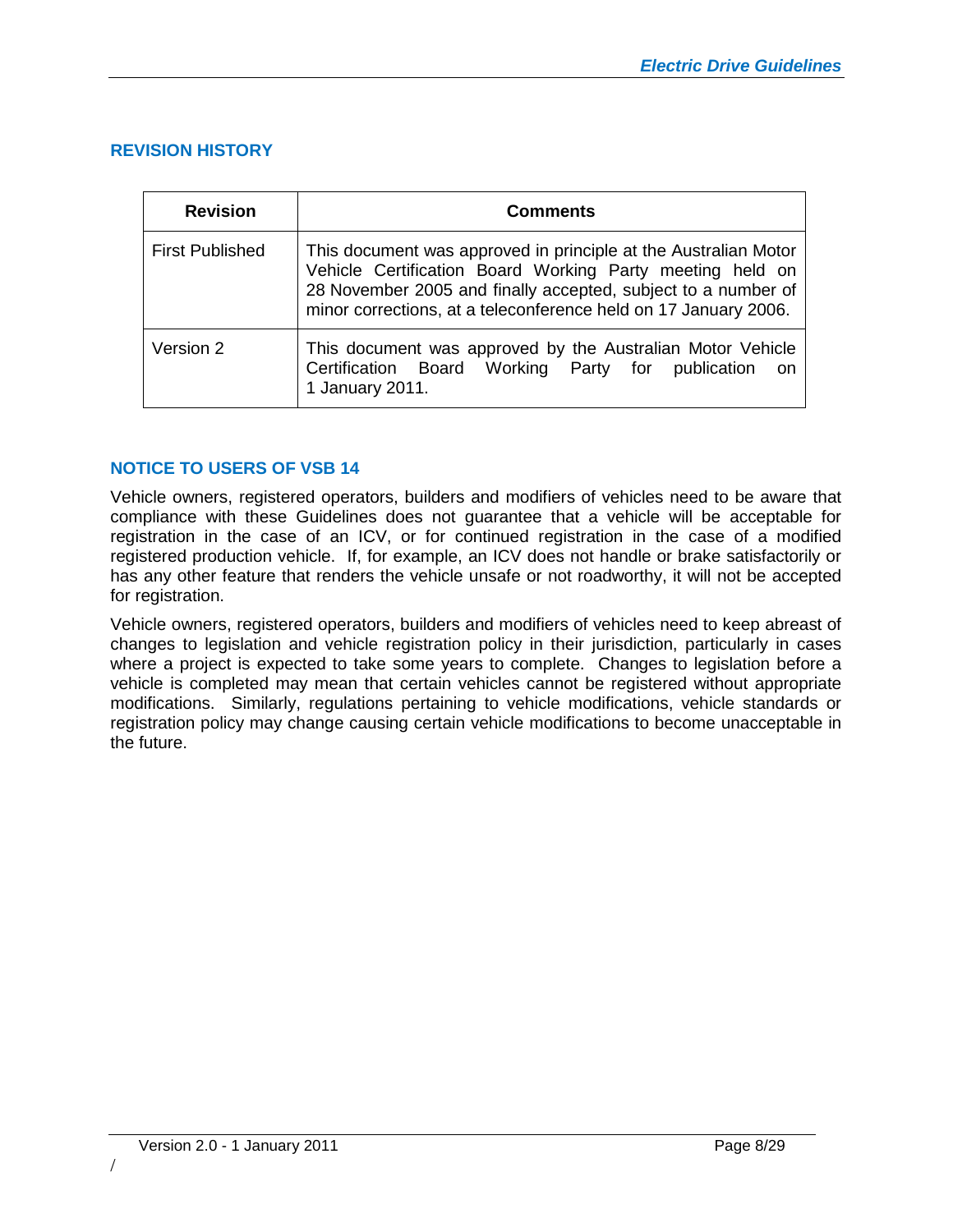## REVISION HISTORY

| Revision | Comments |
|---|---|
| First Published | This document was approved in principle at the Australian Motor Vehicle Certification Board Working Party meeting held on 28 November 2005 and finally accepted, subject to a number of minor corrections, at a teleconference held on 17 January 2006. |
| Version 2 | This document was approved by the Australian Motor Vehicle Certification Board Working Party for publication on 1 January 2011. |

## NOTICE TO USERS OF VSB 14

Vehicle owners, registered operators, builders and modifiers of vehicles need to be aware that compliance with these Guidelines does not guarantee that a vehicle will be acceptable for registration in the case of an ICV, or for continued registration in the case of a modified registered production vehicle. If, for example, an ICV does not handle or brake satisfactorily or has any other feature that renders the vehicle unsafe or not roadworthy, it will not be accepted for registration.

Vehicle owners, registered operators, builders and modifiers of vehicles need to keep abreast of changes to legislation and vehicle registration policy in their jurisdiction, particularly in cases where a project is expected to take some years to complete. Changes to legislation before a vehicle is completed may mean that certain vehicles cannot be registered without appropriate modifications. Similarly, regulations pertaining to vehicle modifications, vehicle standards or registration policy may change causing certain vehicle modifications to become unacceptable in the future.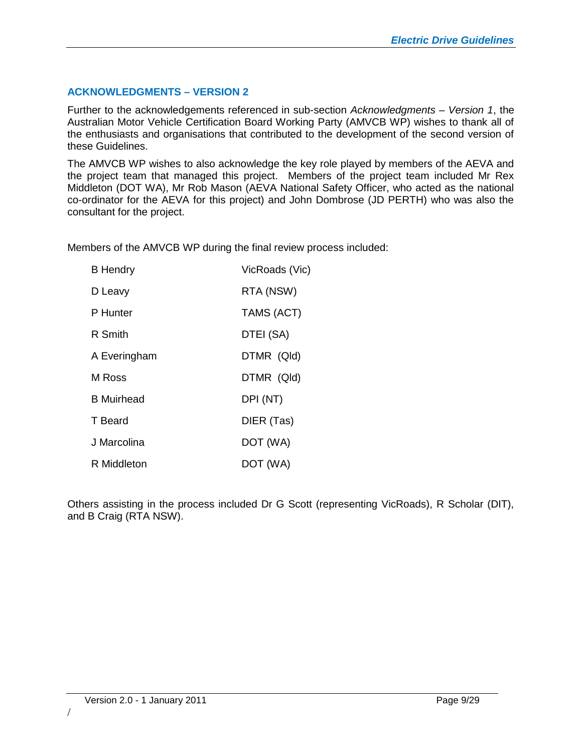## ACKNOWLEDGMENTS – VERSION 2

Further to the acknowledgements referenced in sub-section *Acknowledgments – Version 1*, the Australian Motor Vehicle Certification Board Working Party (AMVCB WP) wishes to thank all of the enthusiasts and organisations that contributed to the development of the second version of these Guidelines.

The AMVCB WP wishes to also acknowledge the key role played by members of the AEVA and the project team that managed this project. Members of the project team included Mr Rex Middleton (DOT WA), Mr Rob Mason (AEVA National Safety Officer, who acted as the national co-ordinator for the AEVA for this project) and John Dombrose (JD PERTH) who was also the consultant for the project.

Members of the AMVCB WP during the final review process included:

| | |
|---|---|
| B Hendry | VicRoads (Vic) |
| D Leavy | RTA (NSW) |
| P Hunter | TAMS (ACT) |
| R Smith | DTEI (SA) |
| A Everingham | DTMR (Qld) |
| M Ross | DTMR (Qld) |
| B Muirhead | DPI (NT) |
| T Beard | DIER (Tas) |
| J Marcolina | DOT (WA) |
| R Middleton | DOT (WA) |

Others assisting in the process included Dr G Scott (representing VicRoads), R Scholar (DIT), and B Craig (RTA NSW).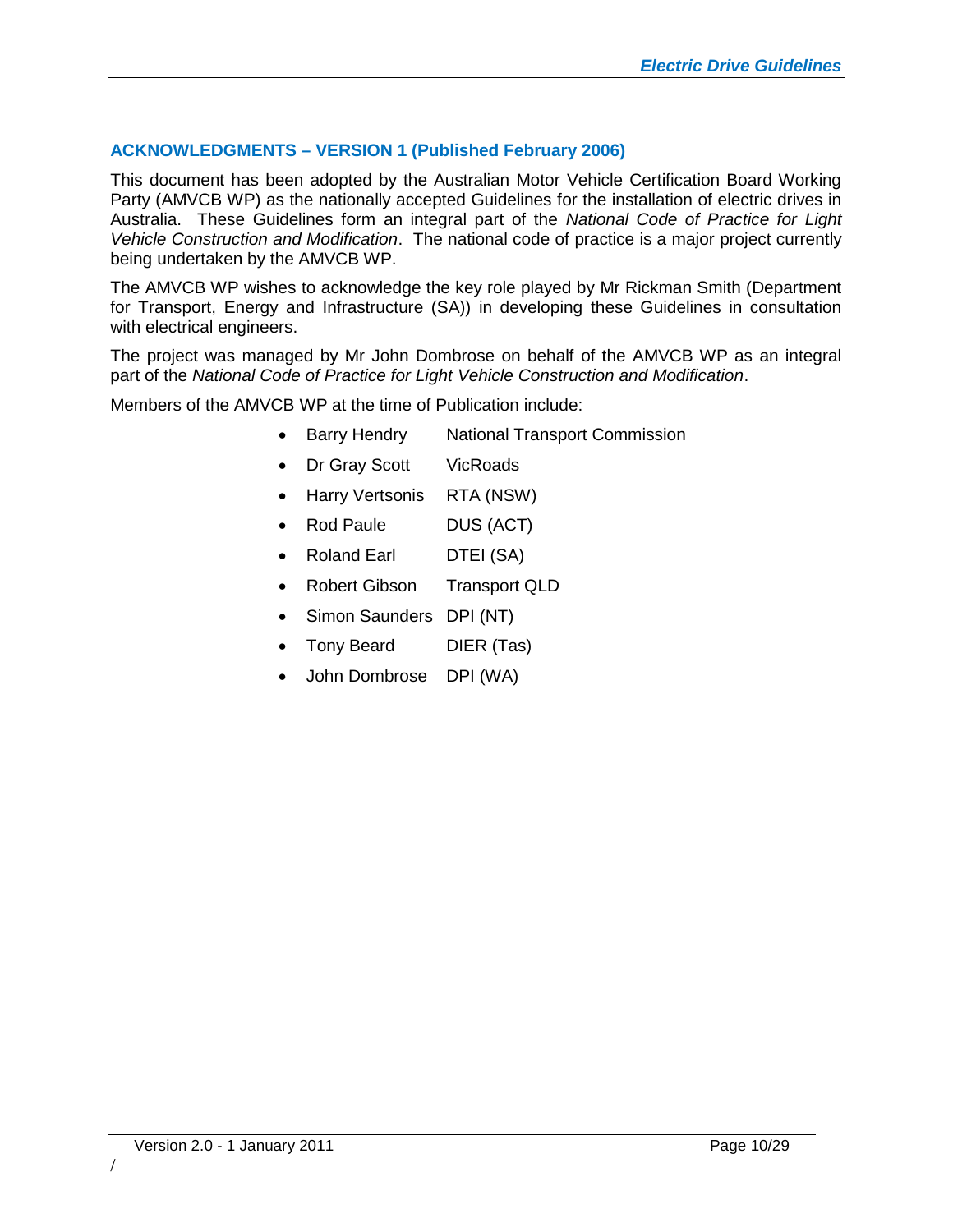## ACKNOWLEDGMENTS – VERSION 1 (Published February 2006)

This document has been adopted by the Australian Motor Vehicle Certification Board Working Party (AMVCB WP) as the nationally accepted Guidelines for the installation of electric drives in Australia. These Guidelines form an integral part of the *National Code of Practice for Light Vehicle Construction and Modification*. The national code of practice is a major project currently being undertaken by the AMVCB WP.

The AMVCB WP wishes to acknowledge the key role played by Mr Rickman Smith (Department for Transport, Energy and Infrastructure (SA)) in developing these Guidelines in consultation with electrical engineers.

The project was managed by Mr John Dombrose on behalf of the AMVCB WP as an integral part of the *National Code of Practice for Light Vehicle Construction and Modification*.

Members of the AMVCB WP at the time of Publication include:

- Barry Hendry National Transport Commission
- Dr Gray Scott VicRoads
- Harry Vertsonis RTA (NSW)
- Rod Paule DUS (ACT)
- Roland Earl DTEI (SA)
- Robert Gibson Transport QLD
- Simon Saunders DPI (NT)
- Tony Beard DIER (Tas)
- John Dombrose DPI (WA)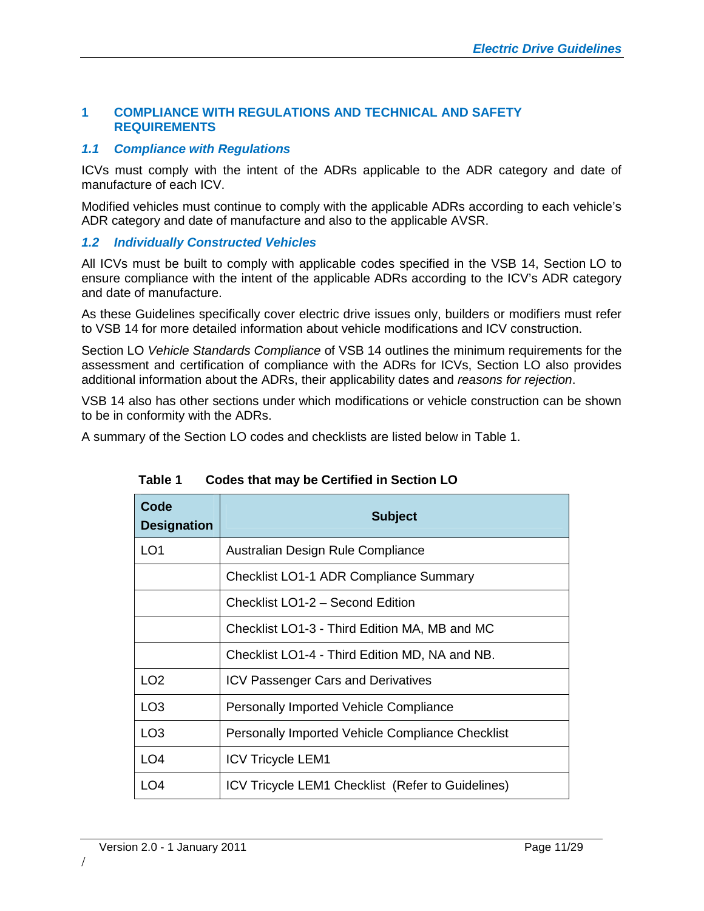# 1 COMPLIANCE WITH REGULATIONS AND TECHNICAL AND SAFETY REQUIREMENTS

## *1.1 Compliance with Regulations*

ICVs must comply with the intent of the ADRs applicable to the ADR category and date of manufacture of each ICV.

Modified vehicles must continue to comply with the applicable ADRs according to each vehicle's ADR category and date of manufacture and also to the applicable AVSR.

## *1.2 Individually Constructed Vehicles*

All ICVs must be built to comply with applicable codes specified in the VSB 14, Section LO to ensure compliance with the intent of the applicable ADRs according to the ICV's ADR category and date of manufacture.

As these Guidelines specifically cover electric drive issues only, builders or modifiers must refer to VSB 14 for more detailed information about vehicle modifications and ICV construction.

Section LO *Vehicle Standards Compliance* of VSB 14 outlines the minimum requirements for the assessment and certification of compliance with the ADRs for ICVs, Section LO also provides additional information about the ADRs, their applicability dates and *reasons for rejection*.

VSB 14 also has other sections under which modifications or vehicle construction can be shown to be in conformity with the ADRs.

A summary of the Section LO codes and checklists are listed below in Table 1.

**Table 1 Codes that may be Certified in Section LO**

| Code Designation | Subject |
|---|---|
| LO1 | Australian Design Rule Compliance |
| | Checklist LO1-1 ADR Compliance Summary |
| | Checklist LO1-2 – Second Edition |
| | Checklist LO1-3 - Third Edition MA, MB and MC |
| | Checklist LO1-4 - Third Edition MD, NA and NB. |
| LO2 | ICV Passenger Cars and Derivatives |
| LO3 | Personally Imported Vehicle Compliance |
| LO3 | Personally Imported Vehicle Compliance Checklist |
| LO4 | ICV Tricycle LEM1 |
| LO4 | ICV Tricycle LEM1 Checklist (Refer to Guidelines) |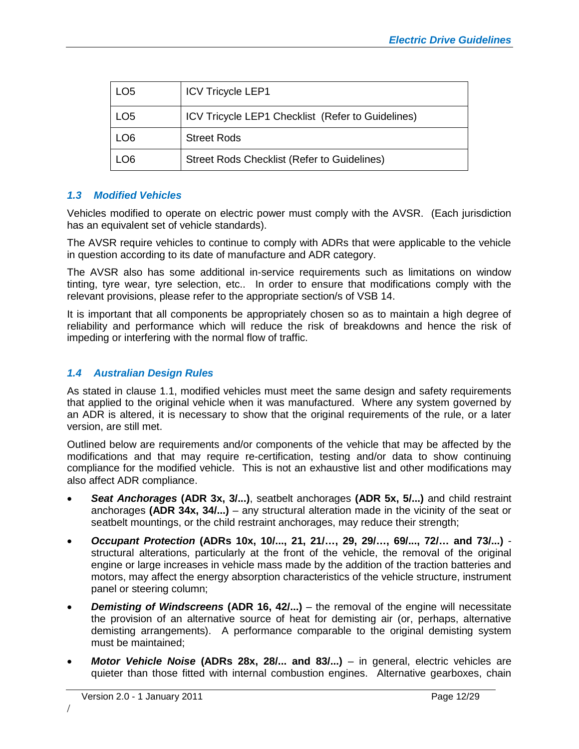| LO5 | ICV Tricycle LEP1 |
| --- | --- |
| LO5 | ICV Tricycle LEP1 Checklist (Refer to Guidelines) |
| LO6 | Street Rods |
| LO6 | Street Rods Checklist (Refer to Guidelines) |

### *1.3 Modified Vehicles*

Vehicles modified to operate on electric power must comply with the AVSR. (Each jurisdiction has an equivalent set of vehicle standards).

The AVSR require vehicles to continue to comply with ADRs that were applicable to the vehicle in question according to its date of manufacture and ADR category.

The AVSR also has some additional in-service requirements such as limitations on window tinting, tyre wear, tyre selection, etc.. In order to ensure that modifications comply with the relevant provisions, please refer to the appropriate section/s of VSB 14.

It is important that all components be appropriately chosen so as to maintain a high degree of reliability and performance which will reduce the risk of breakdowns and hence the risk of impeding or interfering with the normal flow of traffic.

### *1.4 Australian Design Rules*

As stated in clause 1.1, modified vehicles must meet the same design and safety requirements that applied to the original vehicle when it was manufactured. Where any system governed by an ADR is altered, it is necessary to show that the original requirements of the rule, or a later version, are still met.

Outlined below are requirements and/or components of the vehicle that may be affected by the modifications and that may require re-certification, testing and/or data to show continuing compliance for the modified vehicle. This is not an exhaustive list and other modifications may also affect ADR compliance.

- ***Seat Anchorages*** **(ADR 3x, 3/...)**, seatbelt anchorages **(ADR 5x, 5/...)** and child restraint anchorages **(ADR 34x, 34/...)** – any structural alteration made in the vicinity of the seat or seatbelt mountings, or the child restraint anchorages, may reduce their strength;
- ***Occupant Protection*** **(ADRs 10x, 10/..., 21, 21/…, 29, 29/…, 69/..., 72/… and 73/...)** - structural alterations, particularly at the front of the vehicle, the removal of the original engine or large increases in vehicle mass made by the addition of the traction batteries and motors, may affect the energy absorption characteristics of the vehicle structure, instrument panel or steering column;
- ***Demisting of Windscreens*** **(ADR 16, 42/...)** – the removal of the engine will necessitate the provision of an alternative source of heat for demisting air (or, perhaps, alternative demisting arrangements). A performance comparable to the original demisting system must be maintained;
- ***Motor Vehicle Noise*** **(ADRs 28x, 28/... and 83/...)** – in general, electric vehicles are quieter than those fitted with internal combustion engines. Alternative gearboxes, chain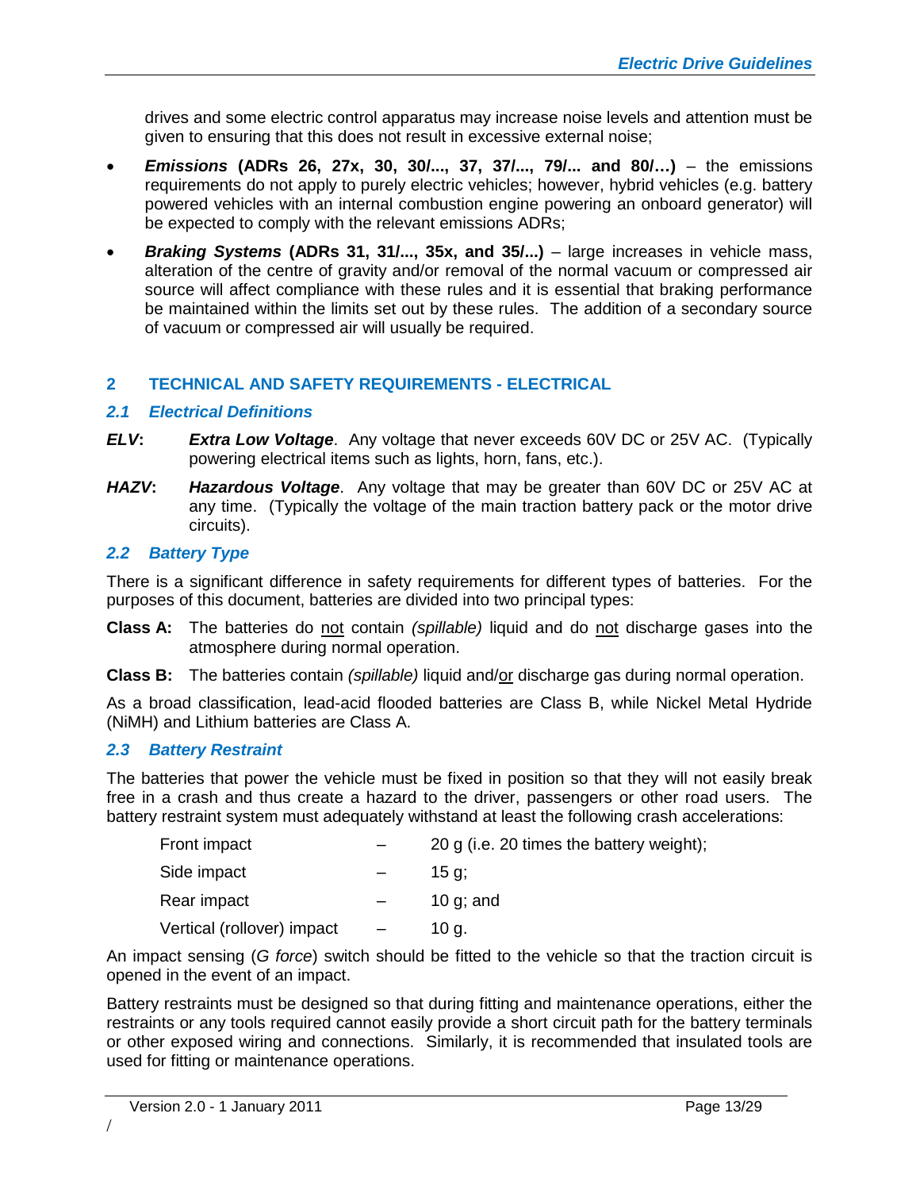drives and some electric control apparatus may increase noise levels and attention must be given to ensuring that this does not result in excessive external noise;

- ***Emissions*** **(ADRs 26, 27x, 30, 30/..., 37, 37/..., 79/... and 80/…)** – the emissions requirements do not apply to purely electric vehicles; however, hybrid vehicles (e.g. battery powered vehicles with an internal combustion engine powering an onboard generator) will be expected to comply with the relevant emissions ADRs;
- ***Braking Systems*** **(ADRs 31, 31/..., 35x, and 35/...)** – large increases in vehicle mass, alteration of the centre of gravity and/or removal of the normal vacuum or compressed air source will affect compliance with these rules and it is essential that braking performance be maintained within the limits set out by these rules. The addition of a secondary source of vacuum or compressed air will usually be required.

## 2 TECHNICAL AND SAFETY REQUIREMENTS - ELECTRICAL

### 2.1 Electrical Definitions

***ELV*****:** ***Extra Low Voltage***. Any voltage that never exceeds 60V DC or 25V AC. (Typically powering electrical items such as lights, horn, fans, etc.).

***HAZV*****:** ***Hazardous Voltage***. Any voltage that may be greater than 60V DC or 25V AC at any time. (Typically the voltage of the main traction battery pack or the motor drive circuits).

### 2.2 Battery Type

There is a significant difference in safety requirements for different types of batteries. For the purposes of this document, batteries are divided into two principal types:

**Class A:** The batteries do <u>not</u> contain *(spillable)* liquid and do <u>not</u> discharge gases into the atmosphere during normal operation.

**Class B:** The batteries contain *(spillable)* liquid and/<u>or</u> discharge gas during normal operation.

As a broad classification, lead-acid flooded batteries are Class B, while Nickel Metal Hydride (NiMH) and Lithium batteries are Class A.

### 2.3 Battery Restraint

The batteries that power the vehicle must be fixed in position so that they will not easily break free in a crash and thus create a hazard to the driver, passengers or other road users. The battery restraint system must adequately withstand at least the following crash accelerations:

| | | |
|---|---|---|
| Front impact | – | 20 g (i.e. 20 times the battery weight); |
| Side impact | – | 15 g; |
| Rear impact | – | 10 g; and |
| Vertical (rollover) impact | – | 10 g. |

An impact sensing (*G force*) switch should be fitted to the vehicle so that the traction circuit is opened in the event of an impact.

Battery restraints must be designed so that during fitting and maintenance operations, either the restraints or any tools required cannot easily provide a short circuit path for the battery terminals or other exposed wiring and connections. Similarly, it is recommended that insulated tools are used for fitting or maintenance operations.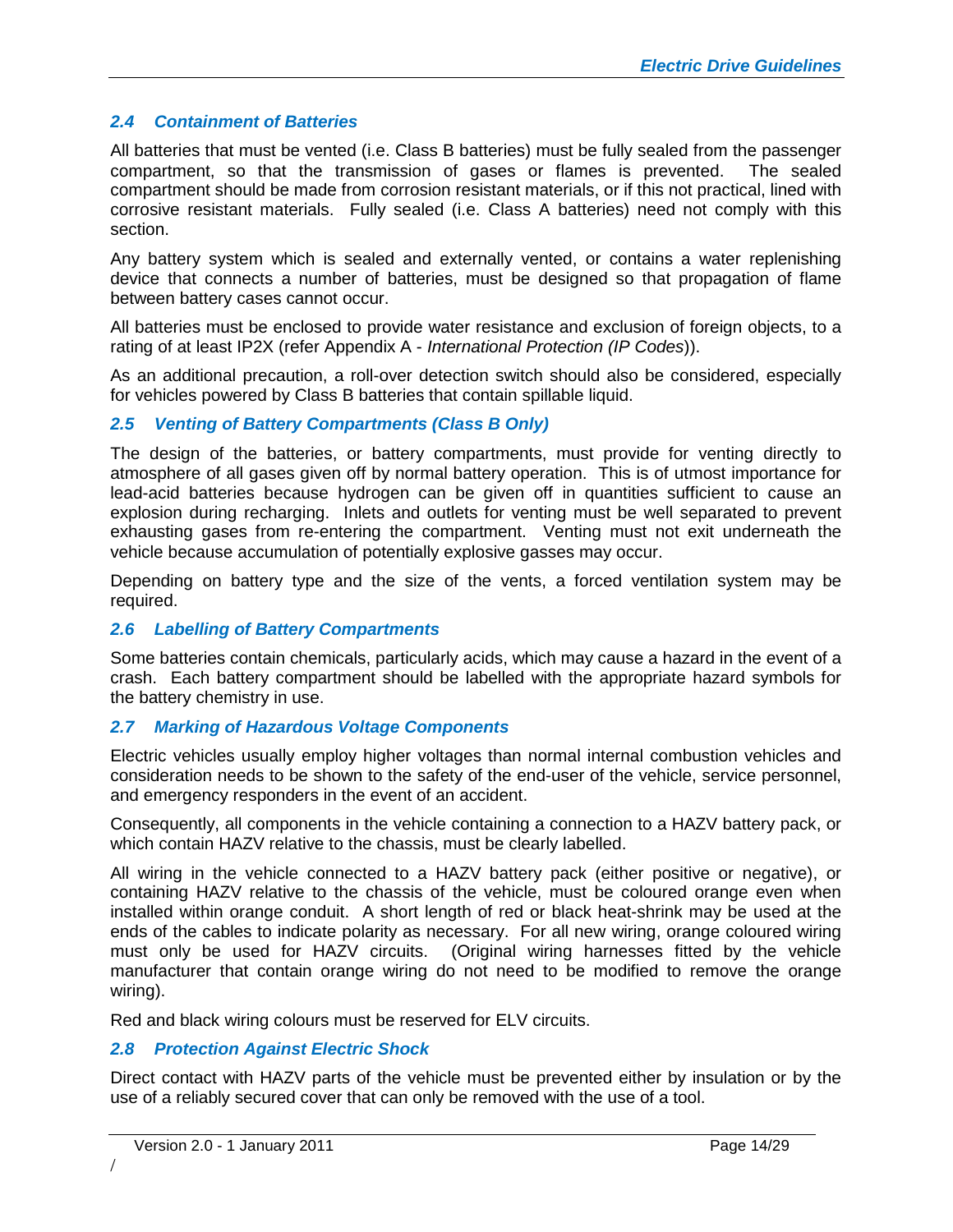### *2.4 Containment of Batteries*

All batteries that must be vented (i.e. Class B batteries) must be fully sealed from the passenger compartment, so that the transmission of gases or flames is prevented. The sealed compartment should be made from corrosion resistant materials, or if this not practical, lined with corrosive resistant materials. Fully sealed (i.e. Class A batteries) need not comply with this section.

Any battery system which is sealed and externally vented, or contains a water replenishing device that connects a number of batteries, must be designed so that propagation of flame between battery cases cannot occur.

All batteries must be enclosed to provide water resistance and exclusion of foreign objects, to a rating of at least IP2X (refer Appendix A - *International Protection (IP Codes*)).

As an additional precaution, a roll-over detection switch should also be considered, especially for vehicles powered by Class B batteries that contain spillable liquid.

### *2.5 Venting of Battery Compartments (Class B Only)*

The design of the batteries, or battery compartments, must provide for venting directly to atmosphere of all gases given off by normal battery operation. This is of utmost importance for lead-acid batteries because hydrogen can be given off in quantities sufficient to cause an explosion during recharging. Inlets and outlets for venting must be well separated to prevent exhausting gases from re-entering the compartment. Venting must not exit underneath the vehicle because accumulation of potentially explosive gasses may occur.

Depending on battery type and the size of the vents, a forced ventilation system may be required.

### *2.6 Labelling of Battery Compartments*

Some batteries contain chemicals, particularly acids, which may cause a hazard in the event of a crash. Each battery compartment should be labelled with the appropriate hazard symbols for the battery chemistry in use.

### *2.7 Marking of Hazardous Voltage Components*

Electric vehicles usually employ higher voltages than normal internal combustion vehicles and consideration needs to be shown to the safety of the end-user of the vehicle, service personnel, and emergency responders in the event of an accident.

Consequently, all components in the vehicle containing a connection to a HAZV battery pack, or which contain HAZV relative to the chassis, must be clearly labelled.

All wiring in the vehicle connected to a HAZV battery pack (either positive or negative), or containing HAZV relative to the chassis of the vehicle, must be coloured orange even when installed within orange conduit. A short length of red or black heat-shrink may be used at the ends of the cables to indicate polarity as necessary. For all new wiring, orange coloured wiring must only be used for HAZV circuits. (Original wiring harnesses fitted by the vehicle manufacturer that contain orange wiring do not need to be modified to remove the orange wiring).

Red and black wiring colours must be reserved for ELV circuits.

### *2.8 Protection Against Electric Shock*

Direct contact with HAZV parts of the vehicle must be prevented either by insulation or by the use of a reliably secured cover that can only be removed with the use of a tool.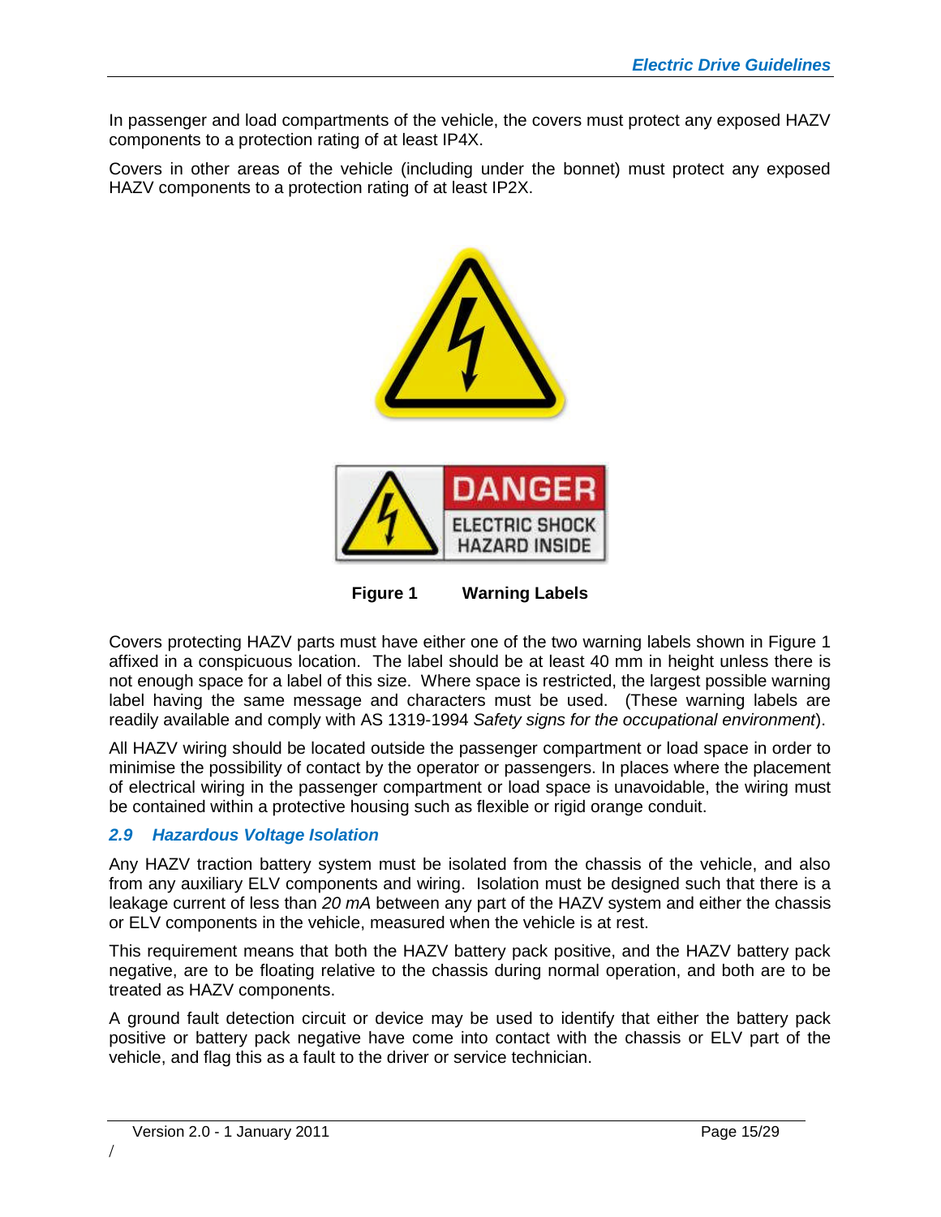In passenger and load compartments of the vehicle, the covers must protect any exposed HAZV components to a protection rating of at least IP4X.

Covers in other areas of the vehicle (including under the bonnet) must protect any exposed HAZV components to a protection rating of at least IP2X.

**Figure 1 Warning Labels**

Covers protecting HAZV parts must have either one of the two warning labels shown in Figure 1 affixed in a conspicuous location. The label should be at least 40 mm in height unless there is not enough space for a label of this size. Where space is restricted, the largest possible warning label having the same message and characters must be used. (These warning labels are readily available and comply with AS 1319-1994 *Safety signs for the occupational environment*).

All HAZV wiring should be located outside the passenger compartment or load space in order to minimise the possibility of contact by the operator or passengers. In places where the placement of electrical wiring in the passenger compartment or load space is unavoidable, the wiring must be contained within a protective housing such as flexible or rigid orange conduit.

## 2.9 Hazardous Voltage Isolation

Any HAZV traction battery system must be isolated from the chassis of the vehicle, and also from any auxiliary ELV components and wiring. Isolation must be designed such that there is a leakage current of less than *20 mA* between any part of the HAZV system and either the chassis or ELV components in the vehicle, measured when the vehicle is at rest.

This requirement means that both the HAZV battery pack positive, and the HAZV battery pack negative, are to be floating relative to the chassis during normal operation, and both are to be treated as HAZV components.

A ground fault detection circuit or device may be used to identify that either the battery pack positive or battery pack negative have come into contact with the chassis or ELV part of the vehicle, and flag this as a fault to the driver or service technician.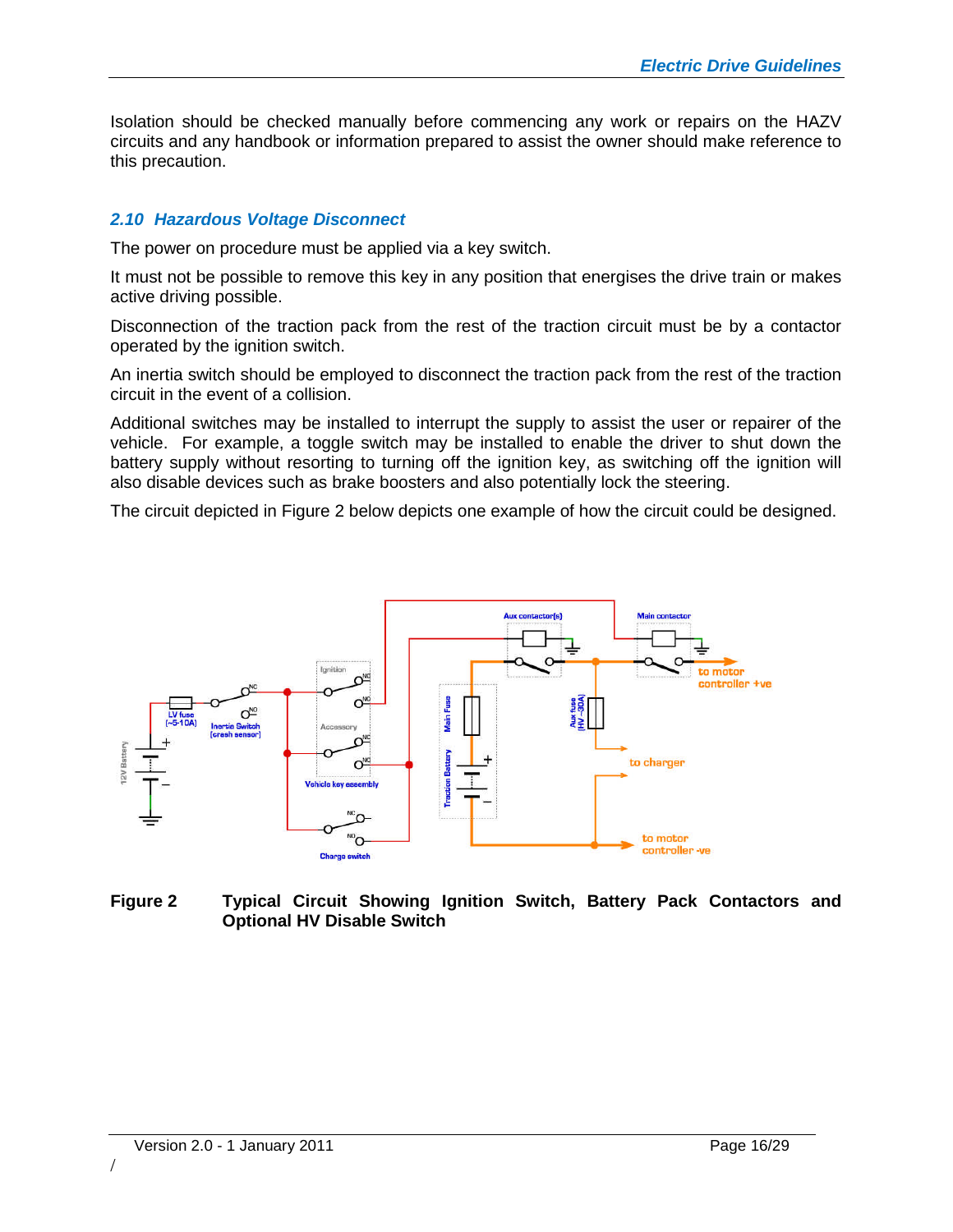Isolation should be checked manually before commencing any work or repairs on the HAZV circuits and any handbook or information prepared to assist the owner should make reference to this precaution.

### *2.10 Hazardous Voltage Disconnect*

The power on procedure must be applied via a key switch.

It must not be possible to remove this key in any position that energises the drive train or makes active driving possible.

Disconnection of the traction pack from the rest of the traction circuit must be by a contactor operated by the ignition switch.

An inertia switch should be employed to disconnect the traction pack from the rest of the traction circuit in the event of a collision.

Additional switches may be installed to interrupt the supply to assist the user or repairer of the vehicle. For example, a toggle switch may be installed to enable the driver to shut down the battery supply without resorting to turning off the ignition key, as switching off the ignition will also disable devices such as brake boosters and also potentially lock the steering.

The circuit depicted in Figure 2 below depicts one example of how the circuit could be designed.

**Figure 2 Typical Circuit Showing Ignition Switch, Battery Pack Contactors and Optional HV Disable Switch**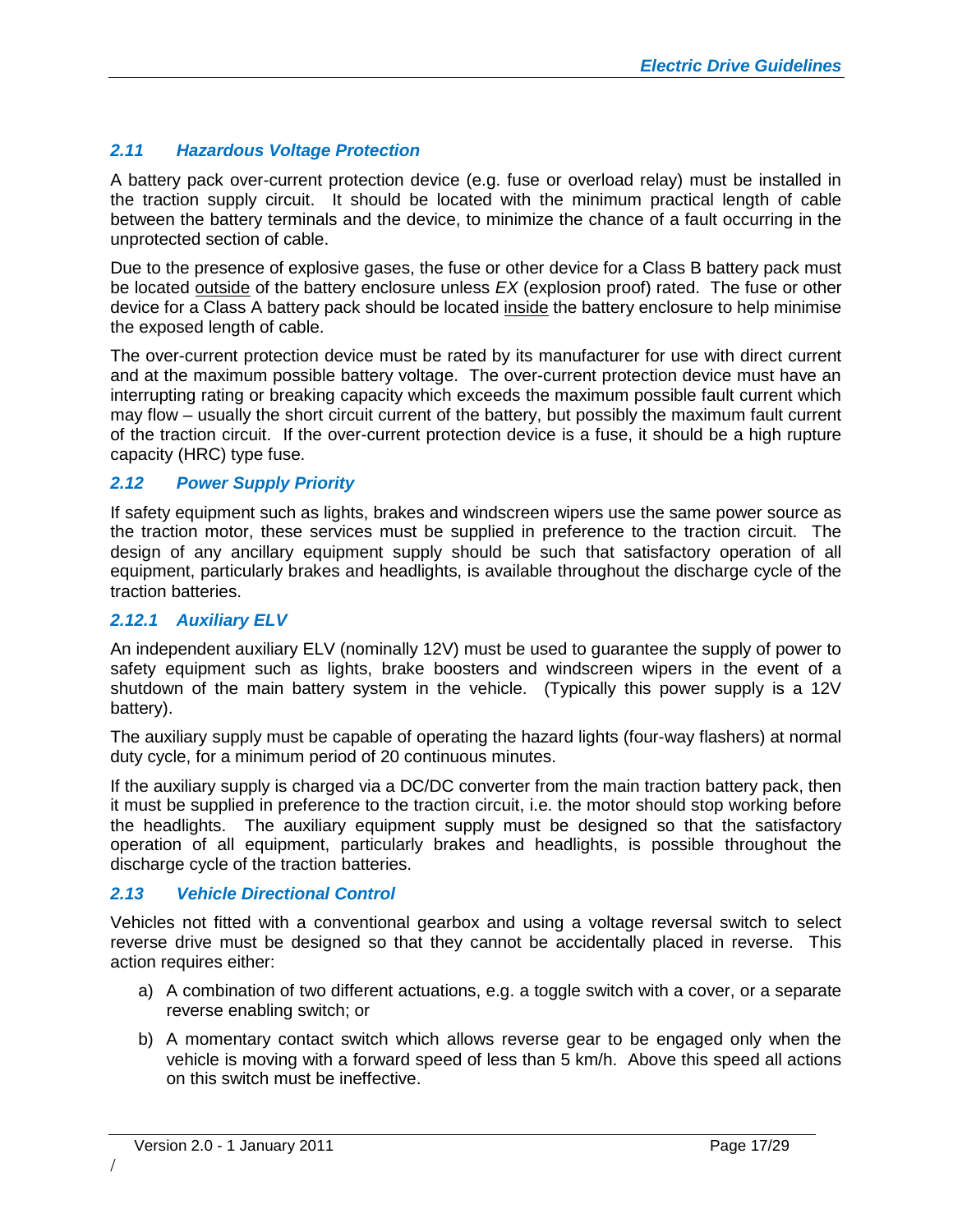## *2.11 Hazardous Voltage Protection*

A battery pack over-current protection device (e.g. fuse or overload relay) must be installed in the traction supply circuit. It should be located with the minimum practical length of cable between the battery terminals and the device, to minimize the chance of a fault occurring in the unprotected section of cable.

Due to the presence of explosive gases, the fuse or other device for a Class B battery pack must be located outside of the battery enclosure unless *EX* (explosion proof) rated. The fuse or other device for a Class A battery pack should be located inside the battery enclosure to help minimise the exposed length of cable.

The over-current protection device must be rated by its manufacturer for use with direct current and at the maximum possible battery voltage. The over-current protection device must have an interrupting rating or breaking capacity which exceeds the maximum possible fault current which may flow – usually the short circuit current of the battery, but possibly the maximum fault current of the traction circuit. If the over-current protection device is a fuse, it should be a high rupture capacity (HRC) type fuse.

## *2.12 Power Supply Priority*

If safety equipment such as lights, brakes and windscreen wipers use the same power source as the traction motor, these services must be supplied in preference to the traction circuit. The design of any ancillary equipment supply should be such that satisfactory operation of all equipment, particularly brakes and headlights, is available throughout the discharge cycle of the traction batteries.

### *2.12.1 Auxiliary ELV*

An independent auxiliary ELV (nominally 12V) must be used to guarantee the supply of power to safety equipment such as lights, brake boosters and windscreen wipers in the event of a shutdown of the main battery system in the vehicle. (Typically this power supply is a 12V battery).

The auxiliary supply must be capable of operating the hazard lights (four-way flashers) at normal duty cycle, for a minimum period of 20 continuous minutes.

If the auxiliary supply is charged via a DC/DC converter from the main traction battery pack, then it must be supplied in preference to the traction circuit, i.e. the motor should stop working before the headlights. The auxiliary equipment supply must be designed so that the satisfactory operation of all equipment, particularly brakes and headlights, is possible throughout the discharge cycle of the traction batteries.

## *2.13 Vehicle Directional Control*

Vehicles not fitted with a conventional gearbox and using a voltage reversal switch to select reverse drive must be designed so that they cannot be accidentally placed in reverse. This action requires either:

a) A combination of two different actuations, e.g. a toggle switch with a cover, or a separate reverse enabling switch; or

b) A momentary contact switch which allows reverse gear to be engaged only when the vehicle is moving with a forward speed of less than 5 km/h. Above this speed all actions on this switch must be ineffective.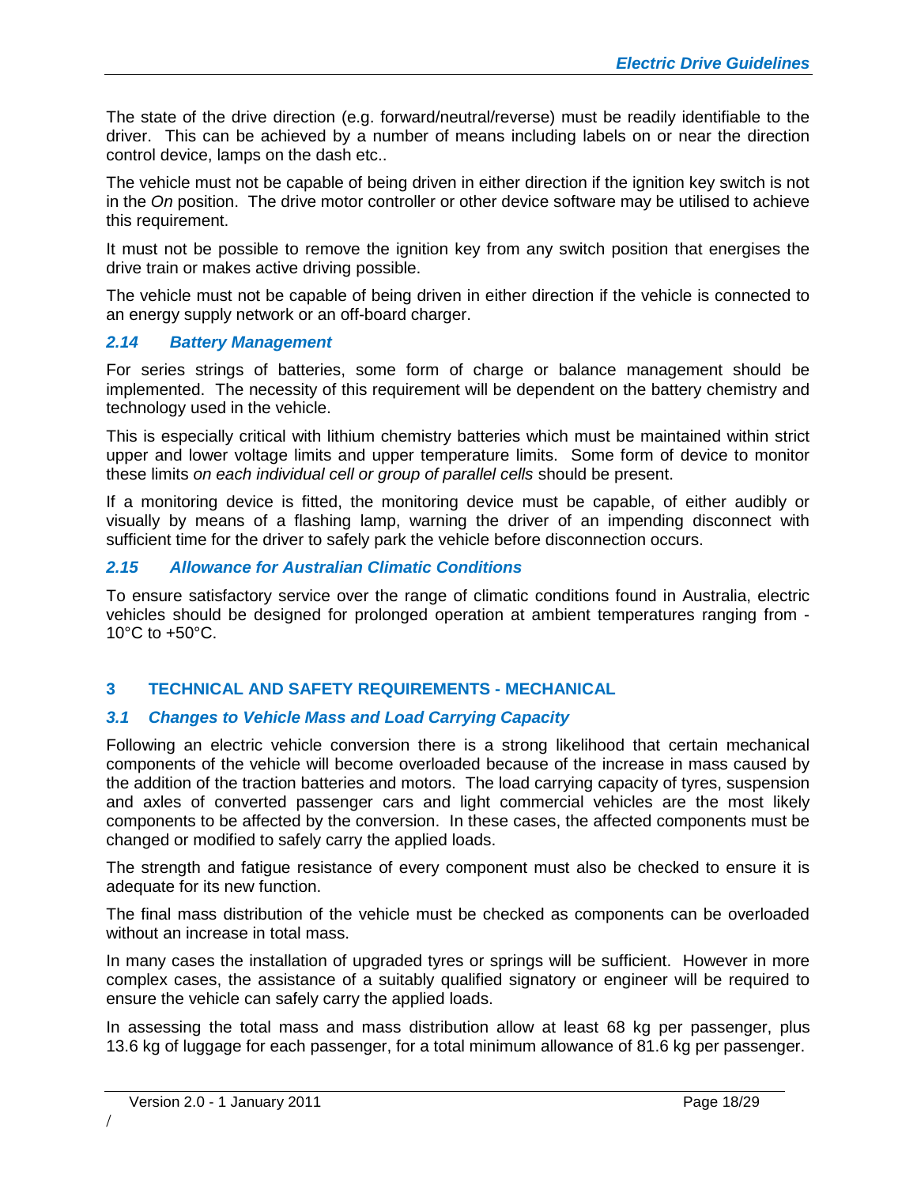The state of the drive direction (e.g. forward/neutral/reverse) must be readily identifiable to the driver. This can be achieved by a number of means including labels on or near the direction control device, lamps on the dash etc..

The vehicle must not be capable of being driven in either direction if the ignition key switch is not in the *On* position. The drive motor controller or other device software may be utilised to achieve this requirement.

It must not be possible to remove the ignition key from any switch position that energises the drive train or makes active driving possible.

The vehicle must not be capable of being driven in either direction if the vehicle is connected to an energy supply network or an off-board charger.

### *2.14 Battery Management*

For series strings of batteries, some form of charge or balance management should be implemented. The necessity of this requirement will be dependent on the battery chemistry and technology used in the vehicle.

This is especially critical with lithium chemistry batteries which must be maintained within strict upper and lower voltage limits and upper temperature limits. Some form of device to monitor these limits *on each individual cell or group of parallel cells* should be present.

If a monitoring device is fitted, the monitoring device must be capable, of either audibly or visually by means of a flashing lamp, warning the driver of an impending disconnect with sufficient time for the driver to safely park the vehicle before disconnection occurs.

### *2.15 Allowance for Australian Climatic Conditions*

To ensure satisfactory service over the range of climatic conditions found in Australia, electric vehicles should be designed for prolonged operation at ambient temperatures ranging from -10°C to +50°C.

## 3 TECHNICAL AND SAFETY REQUIREMENTS - MECHANICAL

### *3.1 Changes to Vehicle Mass and Load Carrying Capacity*

Following an electric vehicle conversion there is a strong likelihood that certain mechanical components of the vehicle will become overloaded because of the increase in mass caused by the addition of the traction batteries and motors. The load carrying capacity of tyres, suspension and axles of converted passenger cars and light commercial vehicles are the most likely components to be affected by the conversion. In these cases, the affected components must be changed or modified to safely carry the applied loads.

The strength and fatigue resistance of every component must also be checked to ensure it is adequate for its new function.

The final mass distribution of the vehicle must be checked as components can be overloaded without an increase in total mass.

In many cases the installation of upgraded tyres or springs will be sufficient. However in more complex cases, the assistance of a suitably qualified signatory or engineer will be required to ensure the vehicle can safely carry the applied loads.

In assessing the total mass and mass distribution allow at least 68 kg per passenger, plus 13.6 kg of luggage for each passenger, for a total minimum allowance of 81.6 kg per passenger.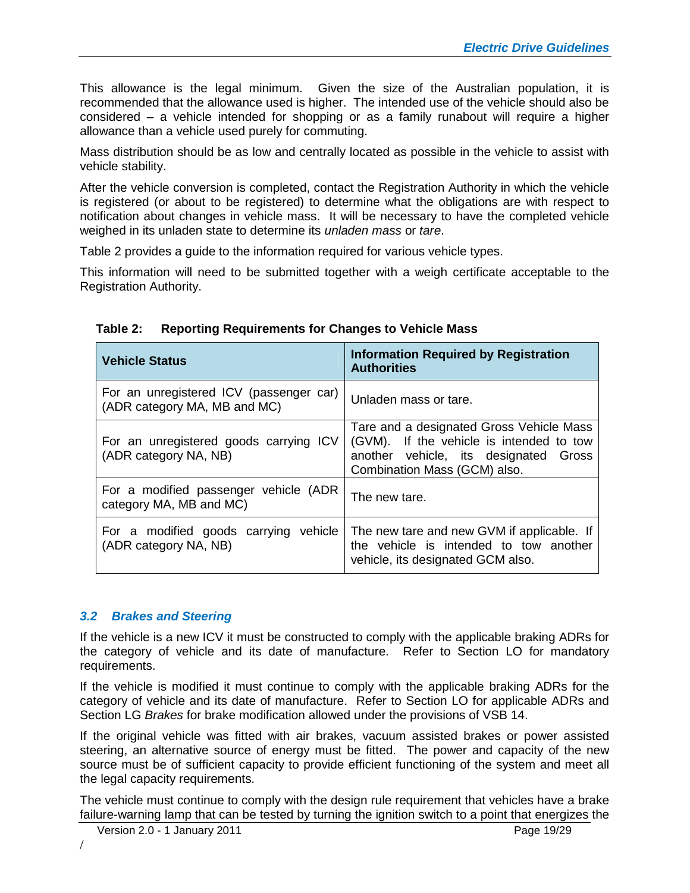This allowance is the legal minimum. Given the size of the Australian population, it is recommended that the allowance used is higher. The intended use of the vehicle should also be considered – a vehicle intended for shopping or as a family runabout will require a higher allowance than a vehicle used purely for commuting.

Mass distribution should be as low and centrally located as possible in the vehicle to assist with vehicle stability.

After the vehicle conversion is completed, contact the Registration Authority in which the vehicle is registered (or about to be registered) to determine what the obligations are with respect to notification about changes in vehicle mass. It will be necessary to have the completed vehicle weighed in its unladen state to determine its *unladen mass* or *tare*.

Table 2 provides a guide to the information required for various vehicle types.

This information will need to be submitted together with a weigh certificate acceptable to the Registration Authority.

**Table 2: Reporting Requirements for Changes to Vehicle Mass**

| Vehicle Status | Information Required by Registration Authorities |
|---|---|
| For an unregistered ICV (passenger car) (ADR category MA, MB and MC) | Unladen mass or tare. |
| For an unregistered goods carrying ICV (ADR category NA, NB) | Tare and a designated Gross Vehicle Mass (GVM). If the vehicle is intended to tow another vehicle, its designated Gross Combination Mass (GCM) also. |
| For a modified passenger vehicle (ADR category MA, MB and MC) | The new tare. |
| For a modified goods carrying vehicle (ADR category NA, NB) | The new tare and new GVM if applicable. If the vehicle is intended to tow another vehicle, its designated GCM also. |

### *3.2 Brakes and Steering*

If the vehicle is a new ICV it must be constructed to comply with the applicable braking ADRs for the category of vehicle and its date of manufacture. Refer to Section LO for mandatory requirements.

If the vehicle is modified it must continue to comply with the applicable braking ADRs for the category of vehicle and its date of manufacture. Refer to Section LO for applicable ADRs and Section LG *Brakes* for brake modification allowed under the provisions of VSB 14.

If the original vehicle was fitted with air brakes, vacuum assisted brakes or power assisted steering, an alternative source of energy must be fitted. The power and capacity of the new source must be of sufficient capacity to provide efficient functioning of the system and meet all the legal capacity requirements.

The vehicle must continue to comply with the design rule requirement that vehicles have a brake failure-warning lamp that can be tested by turning the ignition switch to a point that energizes the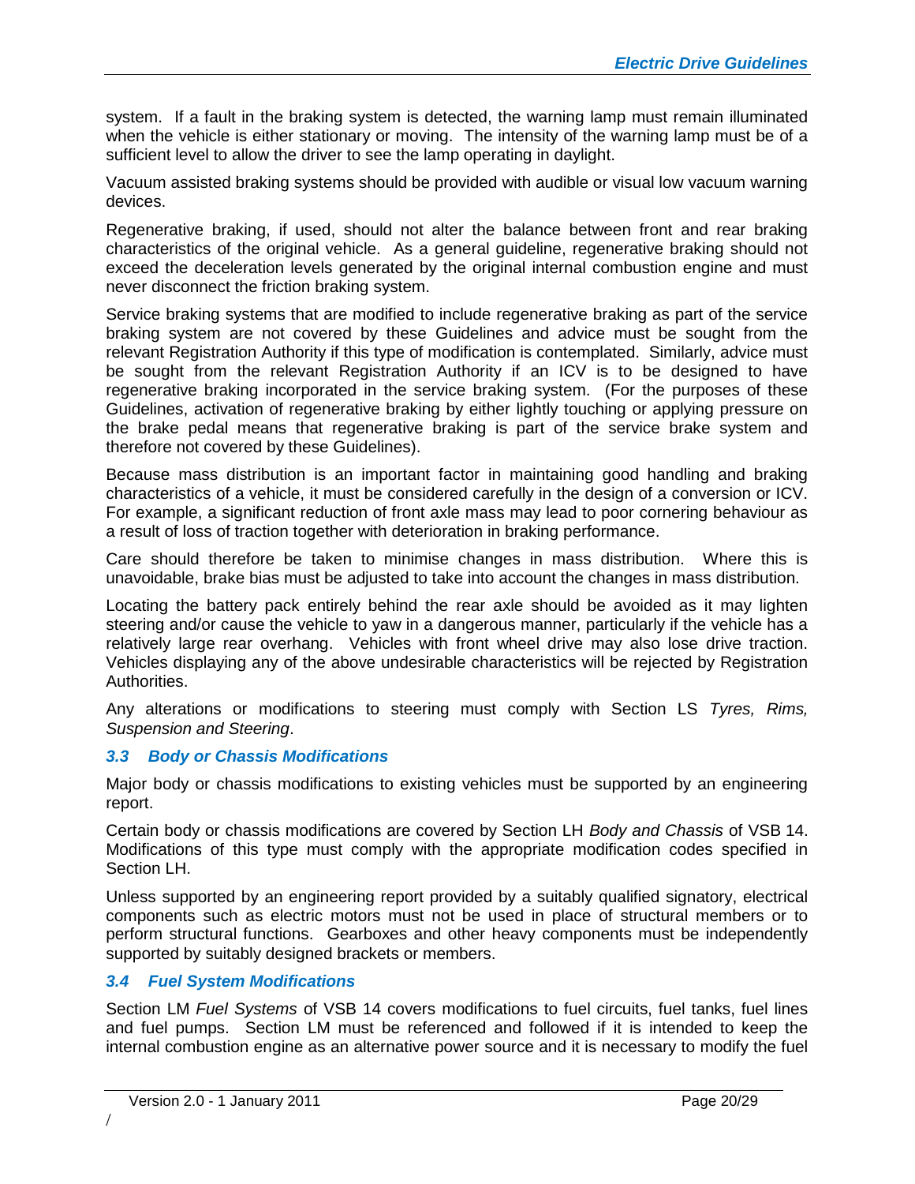system. If a fault in the braking system is detected, the warning lamp must remain illuminated when the vehicle is either stationary or moving. The intensity of the warning lamp must be of a sufficient level to allow the driver to see the lamp operating in daylight.

Vacuum assisted braking systems should be provided with audible or visual low vacuum warning devices.

Regenerative braking, if used, should not alter the balance between front and rear braking characteristics of the original vehicle. As a general guideline, regenerative braking should not exceed the deceleration levels generated by the original internal combustion engine and must never disconnect the friction braking system.

Service braking systems that are modified to include regenerative braking as part of the service braking system are not covered by these Guidelines and advice must be sought from the relevant Registration Authority if this type of modification is contemplated. Similarly, advice must be sought from the relevant Registration Authority if an ICV is to be designed to have regenerative braking incorporated in the service braking system. (For the purposes of these Guidelines, activation of regenerative braking by either lightly touching or applying pressure on the brake pedal means that regenerative braking is part of the service brake system and therefore not covered by these Guidelines).

Because mass distribution is an important factor in maintaining good handling and braking characteristics of a vehicle, it must be considered carefully in the design of a conversion or ICV. For example, a significant reduction of front axle mass may lead to poor cornering behaviour as a result of loss of traction together with deterioration in braking performance.

Care should therefore be taken to minimise changes in mass distribution. Where this is unavoidable, brake bias must be adjusted to take into account the changes in mass distribution.

Locating the battery pack entirely behind the rear axle should be avoided as it may lighten steering and/or cause the vehicle to yaw in a dangerous manner, particularly if the vehicle has a relatively large rear overhang. Vehicles with front wheel drive may also lose drive traction. Vehicles displaying any of the above undesirable characteristics will be rejected by Registration Authorities.

Any alterations or modifications to steering must comply with Section LS *Tyres, Rims, Suspension and Steering*.

### *3.3 Body or Chassis Modifications*

Major body or chassis modifications to existing vehicles must be supported by an engineering report.

Certain body or chassis modifications are covered by Section LH *Body and Chassis* of VSB 14. Modifications of this type must comply with the appropriate modification codes specified in Section LH.

Unless supported by an engineering report provided by a suitably qualified signatory, electrical components such as electric motors must not be used in place of structural members or to perform structural functions. Gearboxes and other heavy components must be independently supported by suitably designed brackets or members.

### *3.4 Fuel System Modifications*

Section LM *Fuel Systems* of VSB 14 covers modifications to fuel circuits, fuel tanks, fuel lines and fuel pumps. Section LM must be referenced and followed if it is intended to keep the internal combustion engine as an alternative power source and it is necessary to modify the fuel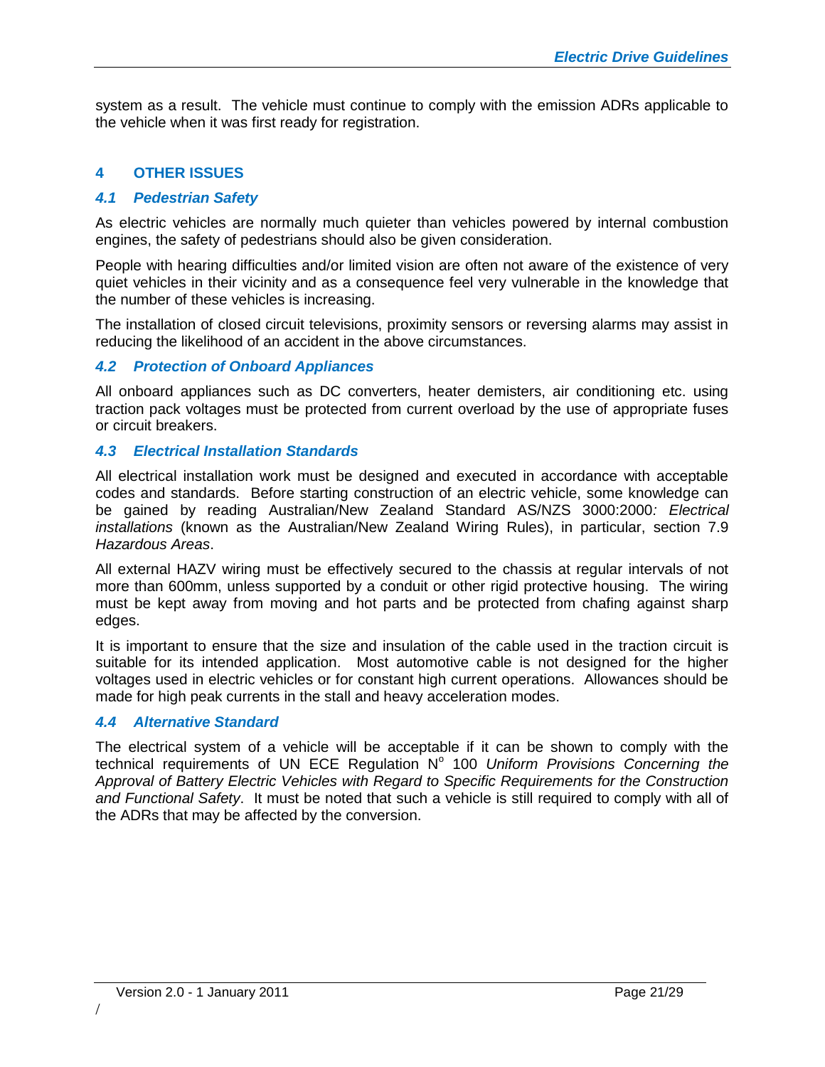system as a result. The vehicle must continue to comply with the emission ADRs applicable to the vehicle when it was first ready for registration.

## 4 OTHER ISSUES

### *4.1 Pedestrian Safety*

As electric vehicles are normally much quieter than vehicles powered by internal combustion engines, the safety of pedestrians should also be given consideration.

People with hearing difficulties and/or limited vision are often not aware of the existence of very quiet vehicles in their vicinity and as a consequence feel very vulnerable in the knowledge that the number of these vehicles is increasing.

The installation of closed circuit televisions, proximity sensors or reversing alarms may assist in reducing the likelihood of an accident in the above circumstances.

### *4.2 Protection of Onboard Appliances*

All onboard appliances such as DC converters, heater demisters, air conditioning etc. using traction pack voltages must be protected from current overload by the use of appropriate fuses or circuit breakers.

### *4.3 Electrical Installation Standards*

All electrical installation work must be designed and executed in accordance with acceptable codes and standards. Before starting construction of an electric vehicle, some knowledge can be gained by reading Australian/New Zealand Standard AS/NZS 3000:2000*: Electrical installations* (known as the Australian/New Zealand Wiring Rules), in particular, section 7.9 *Hazardous Areas*.

All external HAZV wiring must be effectively secured to the chassis at regular intervals of not more than 600mm, unless supported by a conduit or other rigid protective housing. The wiring must be kept away from moving and hot parts and be protected from chafing against sharp edges.

It is important to ensure that the size and insulation of the cable used in the traction circuit is suitable for its intended application. Most automotive cable is not designed for the higher voltages used in electric vehicles or for constant high current operations. Allowances should be made for high peak currents in the stall and heavy acceleration modes.

### *4.4 Alternative Standard*

The electrical system of a vehicle will be acceptable if it can be shown to comply with the technical requirements of UN ECE Regulation N° 100 *Uniform Provisions Concerning the Approval of Battery Electric Vehicles with Regard to Specific Requirements for the Construction and Functional Safety*. It must be noted that such a vehicle is still required to comply with all of the ADRs that may be affected by the conversion.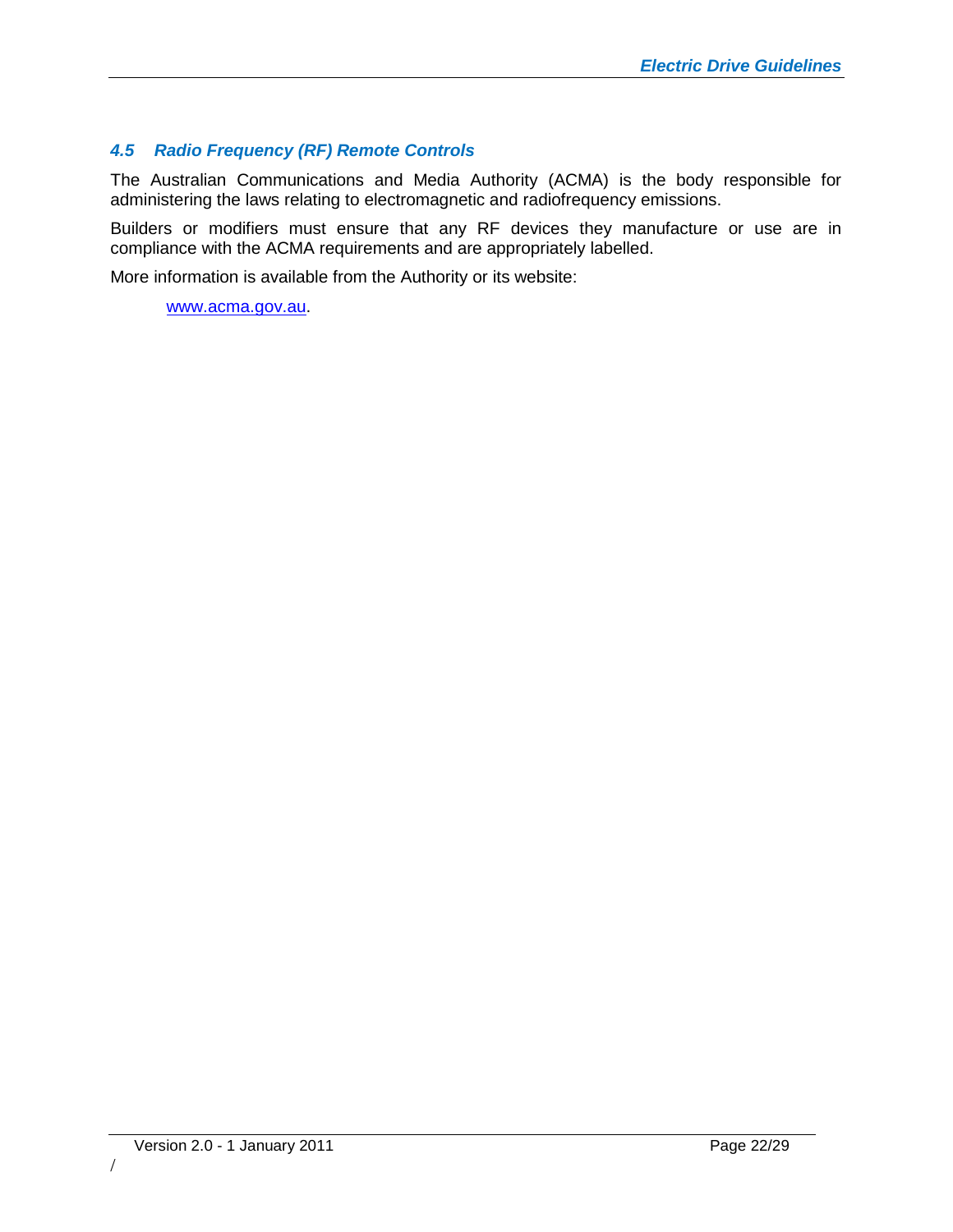### 4.5 Radio Frequency (RF) Remote Controls

The Australian Communications and Media Authority (ACMA) is the body responsible for administering the laws relating to electromagnetic and radiofrequency emissions.

Builders or modifiers must ensure that any RF devices they manufacture or use are in compliance with the ACMA requirements and are appropriately labelled.

More information is available from the Authority or its website:

> www.acma.gov.au.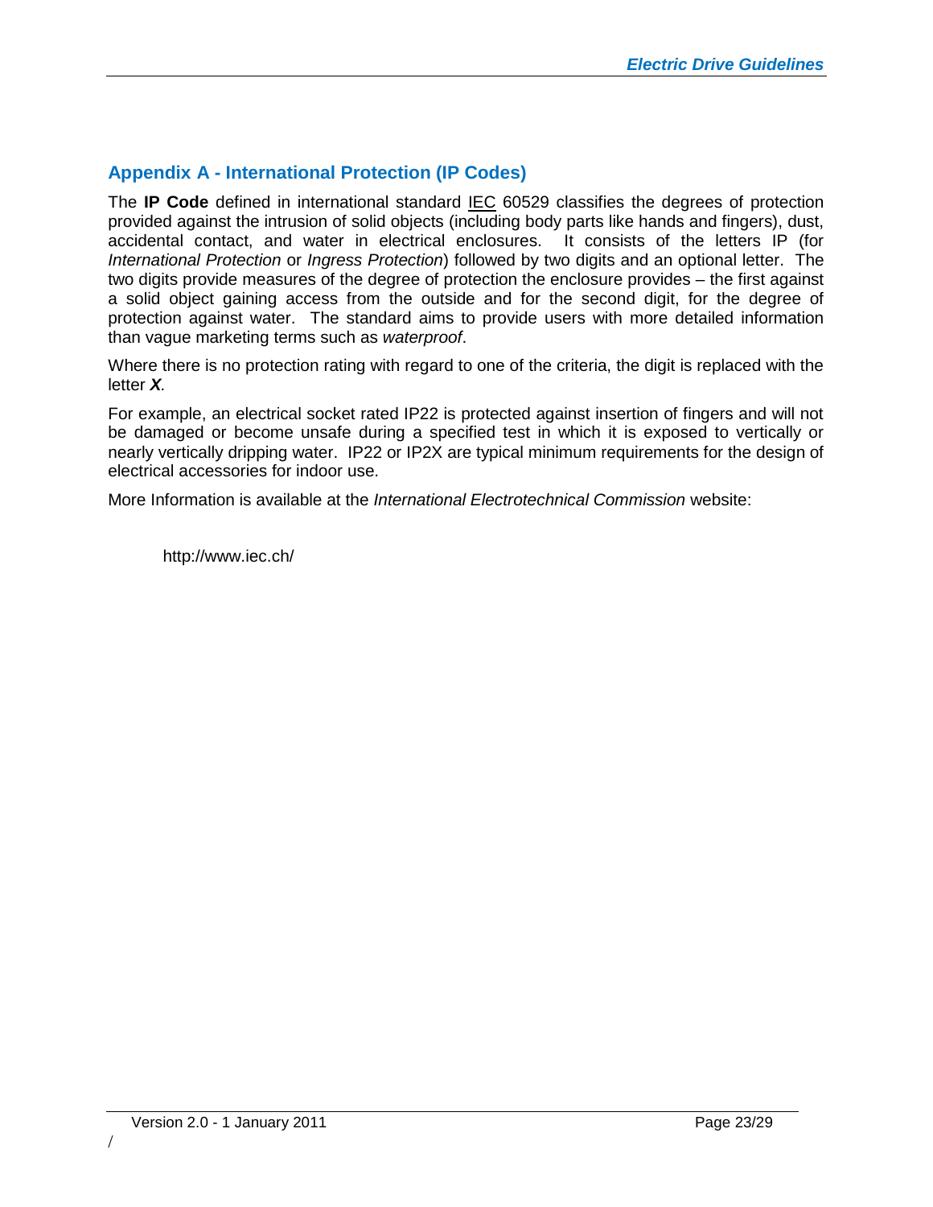## Appendix A - International Protection (IP Codes)

The **IP Code** defined in international standard IEC 60529 classifies the degrees of protection provided against the intrusion of solid objects (including body parts like hands and fingers), dust, accidental contact, and water in electrical enclosures. It consists of the letters IP (for *International Protection* or *Ingress Protection*) followed by two digits and an optional letter. The two digits provide measures of the degree of protection the enclosure provides – the first against a solid object gaining access from the outside and for the second digit, for the degree of protection against water. The standard aims to provide users with more detailed information than vague marketing terms such as *waterproof*.

Where there is no protection rating with regard to one of the criteria, the digit is replaced with the letter ***X***.

For example, an electrical socket rated IP22 is protected against insertion of fingers and will not be damaged or become unsafe during a specified test in which it is exposed to vertically or nearly vertically dripping water. IP22 or IP2X are typical minimum requirements for the design of electrical accessories for indoor use.

More Information is available at the *International Electrotechnical Commission* website:

http://www.iec.ch/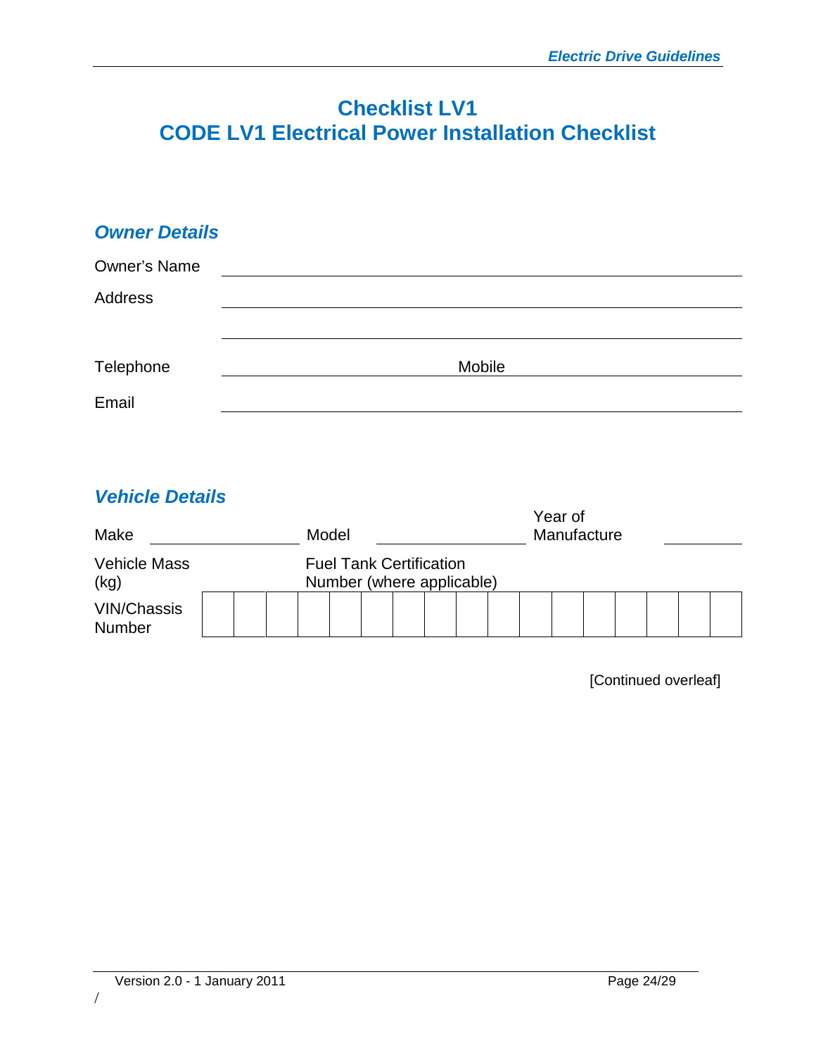# Checklist LV1
# CODE LV1 Electrical Power Installation Checklist

## *Owner Details*

Owner's Name \_\_\_\_\_\_\_\_\_\_\_\_\_\_\_\_\_\_\_\_\_\_\_\_\_\_\_\_\_\_\_\_\_\_\_\_\_\_\_\_

Address \_\_\_\_\_\_\_\_\_\_\_\_\_\_\_\_\_\_\_\_\_\_\_\_\_\_\_\_\_\_\_\_\_\_\_\_\_\_\_\_

\_\_\_\_\_\_\_\_\_\_\_\_\_\_\_\_\_\_\_\_\_\_\_\_\_\_\_\_\_\_\_\_\_\_\_\_\_\_\_\_

Telephone \_\_\_\_\_\_\_\_\_\_\_\_\_\_\_\_\_\_\_\_ Mobile \_\_\_\_\_\_\_\_\_\_\_\_\_\_\_\_\_\_\_\_

Email \_\_\_\_\_\_\_\_\_\_\_\_\_\_\_\_\_\_\_\_\_\_\_\_\_\_\_\_\_\_\_\_\_\_\_\_\_\_\_\_

## *Vehicle Details*

Make \_\_\_\_\_\_\_\_\_\_\_\_\_\_\_\_ Model \_\_\_\_\_\_\_\_\_\_\_\_\_\_\_\_ Year of Manufacture \_\_\_\_\_\_\_\_

Vehicle Mass (kg) Fuel Tank Certification Number (where applicable)

| VIN/Chassis Number | | | | | | | | | | | | | | | | | |
|---|---|---|---|---|---|---|---|---|---|---|---|---|---|---|---|---|---|

[Continued overleaf]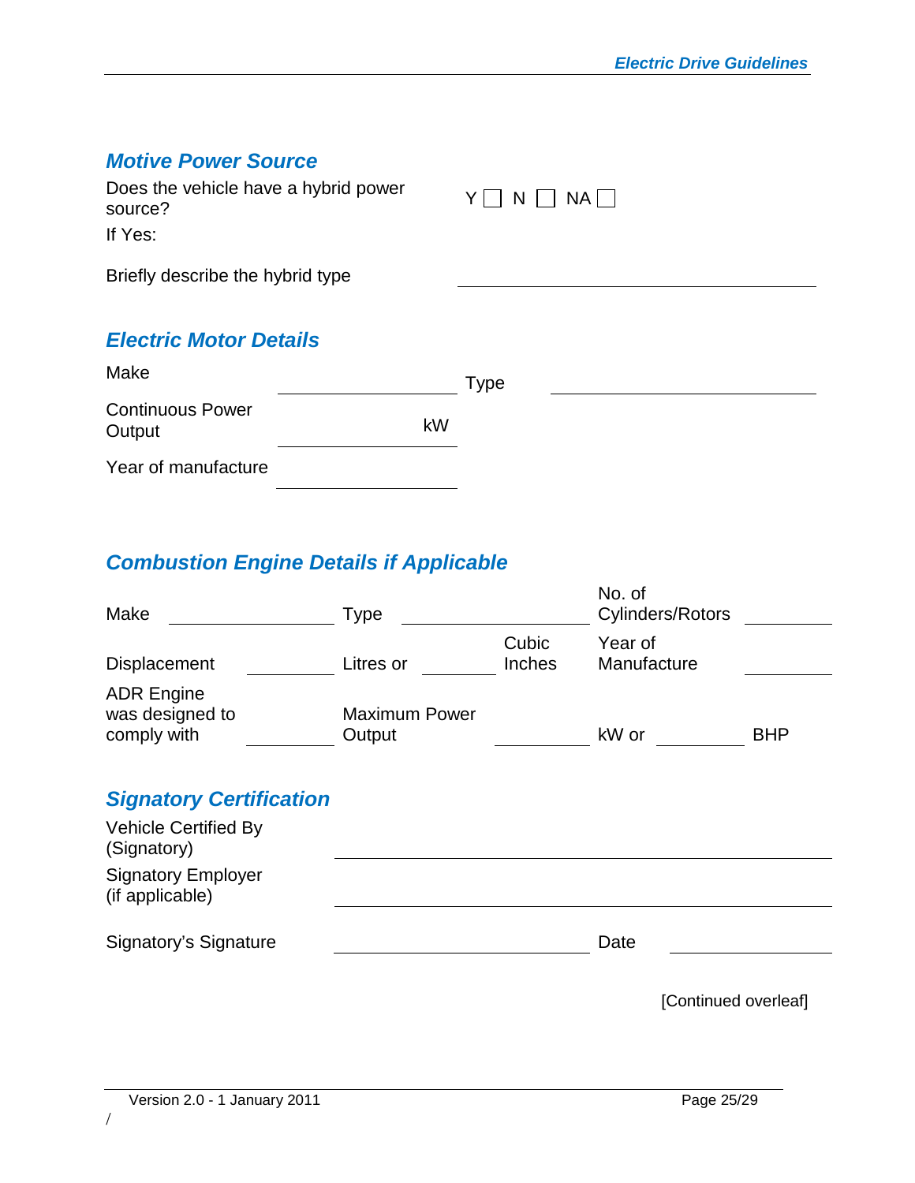## Motive Power Source

Does the vehicle have a hybrid power source? Y ☐ N ☐ NA ☐

If Yes:

Briefly describe the hybrid type \_\_\_\_\_\_\_\_\_\_\_\_\_\_\_\_\_\_\_\_\_\_\_\_\_\_\_\_\_\_

## Electric Motor Details

| | | | |
|---|---|---|---|
| Make | \_\_\_\_\_\_\_\_\_\_\_\_ | Type | \_\_\_\_\_\_\_\_\_\_\_\_ |
| Continuous Power Output | \_\_\_\_\_\_\_\_\_\_\_\_ kW | | |
| Year of manufacture | \_\_\_\_\_\_\_\_\_\_\_\_ | | |

## Combustion Engine Details if Applicable

| | | | | | | | |
|---|---|---|---|---|---|---|---|
| Make | \_\_\_\_\_\_\_\_ | Type | \_\_\_\_\_\_\_\_ | | No. of Cylinders/Rotors | \_\_\_\_\_\_\_\_ | |
| Displacement | \_\_\_\_\_\_\_\_ | Litres or | \_\_\_\_\_\_\_\_ | Cubic Inches | Year of Manufacture | \_\_\_\_\_\_\_\_ | |
| ADR Engine was designed to comply with | \_\_\_\_\_\_\_\_ | Maximum Power Output | | \_\_\_\_\_\_\_\_ | kW or | \_\_\_\_\_\_\_\_ | BHP |

## Signatory Certification

| | | | |
|---|---|---|---|
| Vehicle Certified By (Signatory) | \_\_\_\_\_\_\_\_\_\_\_\_\_\_\_\_\_\_\_\_\_\_\_\_ | | |
| Signatory Employer (if applicable) | \_\_\_\_\_\_\_\_\_\_\_\_\_\_\_\_\_\_\_\_\_\_\_\_ | | |
| Signatory's Signature | \_\_\_\_\_\_\_\_\_\_\_\_\_\_\_\_ | Date | \_\_\_\_\_\_\_\_\_\_\_\_ |

[Continued overleaf]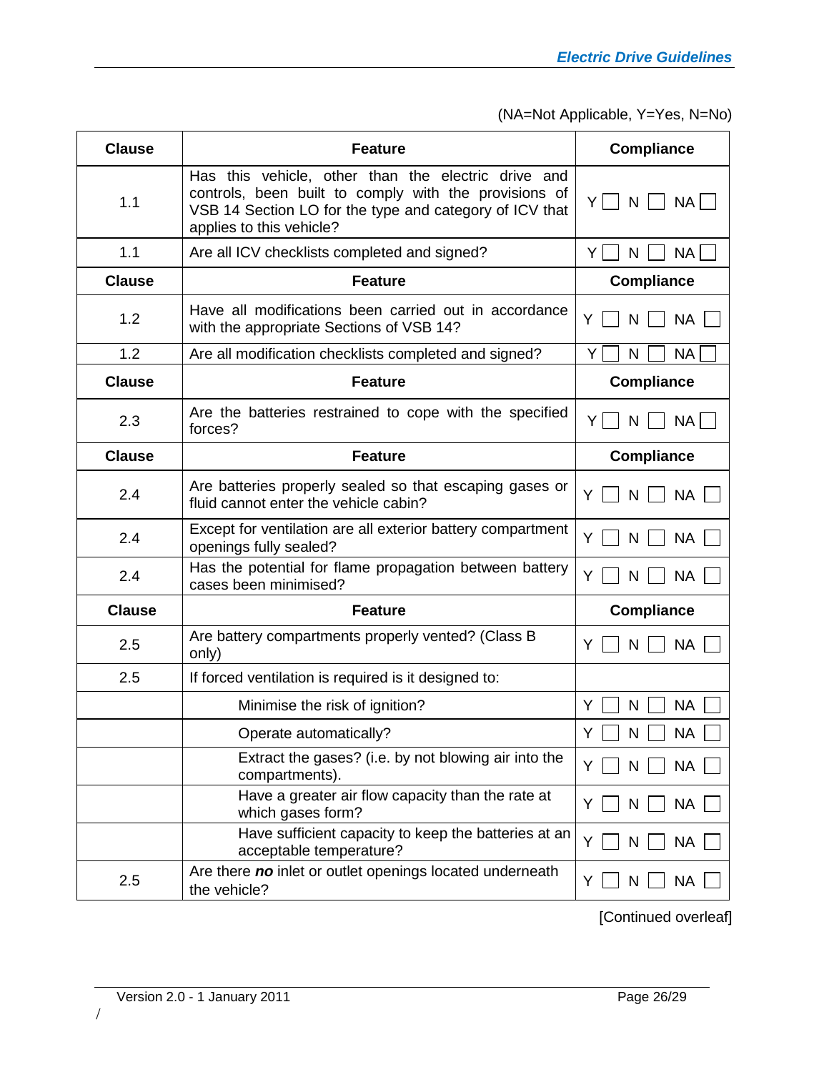(NA=Not Applicable, Y=Yes, N=No)

| Clause | Feature | Compliance |
|---|---|---|
| 1.1 | Has this vehicle, other than the electric drive and controls, been built to comply with the provisions of VSB 14 Section LO for the type and category of ICV that applies to this vehicle? | Y ☐ N ☐ NA ☐ |
| 1.1 | Are all ICV checklists completed and signed? | Y ☐ N ☐ NA ☐ |
| **Clause** | **Feature** | **Compliance** |
| 1.2 | Have all modifications been carried out in accordance with the appropriate Sections of VSB 14? | Y ☐ N ☐ NA ☐ |
| 1.2 | Are all modification checklists completed and signed? | Y ☐ N ☐ NA ☐ |
| **Clause** | **Feature** | **Compliance** |
| 2.3 | Are the batteries restrained to cope with the specified forces? | Y ☐ N ☐ NA ☐ |
| **Clause** | **Feature** | **Compliance** |
| 2.4 | Are batteries properly sealed so that escaping gases or fluid cannot enter the vehicle cabin? | Y ☐ N ☐ NA ☐ |
| 2.4 | Except for ventilation are all exterior battery compartment openings fully sealed? | Y ☐ N ☐ NA ☐ |
| 2.4 | Has the potential for flame propagation between battery cases been minimised? | Y ☐ N ☐ NA ☐ |
| **Clause** | **Feature** | **Compliance** |
| 2.5 | Are battery compartments properly vented? (Class B only) | Y ☐ N ☐ NA ☐ |
| 2.5 | If forced ventilation is required is it designed to: | |
| | Minimise the risk of ignition? | Y ☐ N ☐ NA ☐ |
| | Operate automatically? | Y ☐ N ☐ NA ☐ |
| | Extract the gases? (i.e. by not blowing air into the compartments). | Y ☐ N ☐ NA ☐ |
| | Have a greater air flow capacity than the rate at which gases form? | Y ☐ N ☐ NA ☐ |
| | Have sufficient capacity to keep the batteries at an acceptable temperature? | Y ☐ N ☐ NA ☐ |
| 2.5 | Are there ***no*** inlet or outlet openings located underneath the vehicle? | Y ☐ N ☐ NA ☐ |

[Continued overleaf]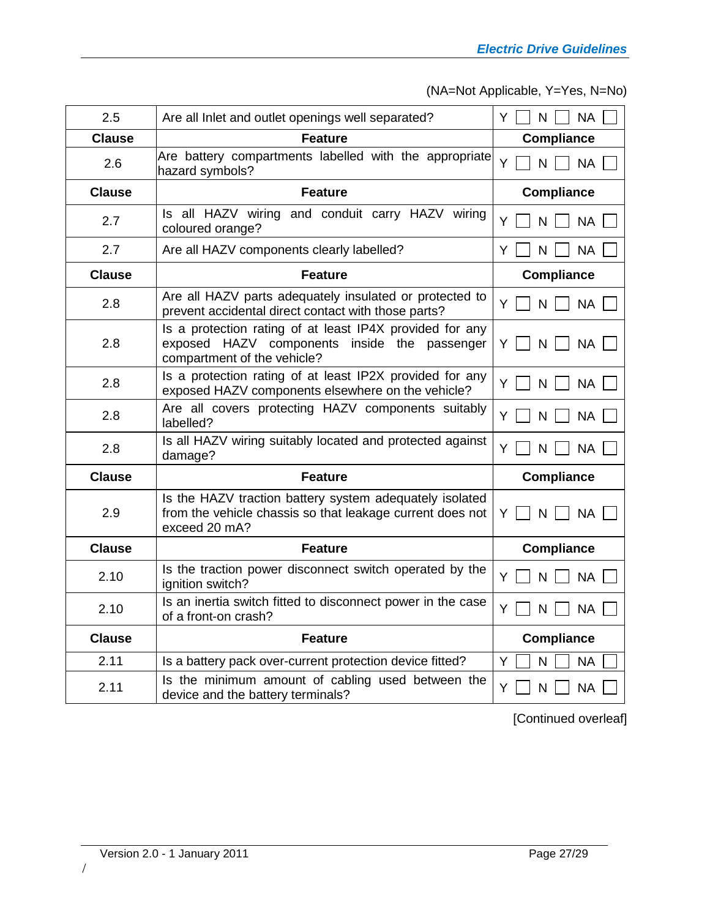(NA=Not Applicable, Y=Yes, N=No)

| Clause | Feature | Compliance |
|---|---|---|
| 2.5 | Are all Inlet and outlet openings well separated? | Y ☐ N ☐ NA ☐ |
| **Clause** | **Feature** | **Compliance** |
| 2.6 | Are battery compartments labelled with the appropriate hazard symbols? | Y ☐ N ☐ NA ☐ |
| **Clause** | **Feature** | **Compliance** |
| 2.7 | Is all HAZV wiring and conduit carry HAZV wiring coloured orange? | Y ☐ N ☐ NA ☐ |
| 2.7 | Are all HAZV components clearly labelled? | Y ☐ N ☐ NA ☐ |
| **Clause** | **Feature** | **Compliance** |
| 2.8 | Are all HAZV parts adequately insulated or protected to prevent accidental direct contact with those parts? | Y ☐ N ☐ NA ☐ |
| 2.8 | Is a protection rating of at least IP4X provided for any exposed HAZV components inside the passenger compartment of the vehicle? | Y ☐ N ☐ NA ☐ |
| 2.8 | Is a protection rating of at least IP2X provided for any exposed HAZV components elsewhere on the vehicle? | Y ☐ N ☐ NA ☐ |
| 2.8 | Are all covers protecting HAZV components suitably labelled? | Y ☐ N ☐ NA ☐ |
| 2.8 | Is all HAZV wiring suitably located and protected against damage? | Y ☐ N ☐ NA ☐ |
| **Clause** | **Feature** | **Compliance** |
| 2.9 | Is the HAZV traction battery system adequately isolated from the vehicle chassis so that leakage current does not exceed 20 mA? | Y ☐ N ☐ NA ☐ |
| **Clause** | **Feature** | **Compliance** |
| 2.10 | Is the traction power disconnect switch operated by the ignition switch? | Y ☐ N ☐ NA ☐ |
| 2.10 | Is an inertia switch fitted to disconnect power in the case of a front-on crash? | Y ☐ N ☐ NA ☐ |
| **Clause** | **Feature** | **Compliance** |
| 2.11 | Is a battery pack over-current protection device fitted? | Y ☐ N ☐ NA ☐ |
| 2.11 | Is the minimum amount of cabling used between the device and the battery terminals? | Y ☐ N ☐ NA ☐ |

[Continued overleaf]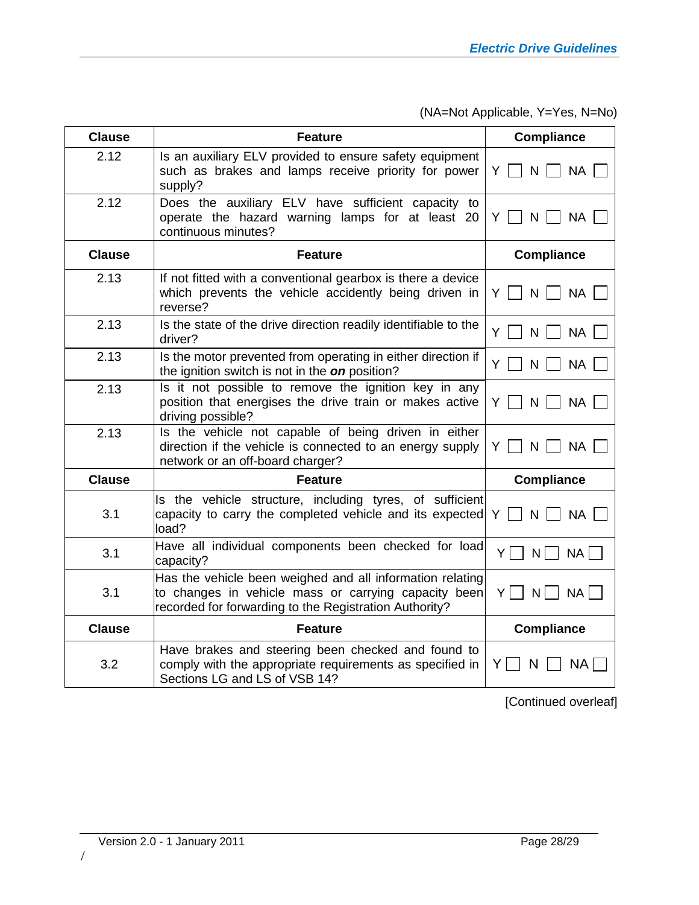(NA=Not Applicable, Y=Yes, N=No)

| Clause | Feature | Compliance |
|---|---|---|
| 2.12 | Is an auxiliary ELV provided to ensure safety equipment such as brakes and lamps receive priority for power supply? | Y ☐ N ☐ NA ☐ |
| 2.12 | Does the auxiliary ELV have sufficient capacity to operate the hazard warning lamps for at least 20 continuous minutes? | Y ☐ N ☐ NA ☐ |
| **Clause** | **Feature** | **Compliance** |
| 2.13 | If not fitted with a conventional gearbox is there a device which prevents the vehicle accidently being driven in reverse? | Y ☐ N ☐ NA ☐ |
| 2.13 | Is the state of the drive direction readily identifiable to the driver? | Y ☐ N ☐ NA ☐ |
| 2.13 | Is the motor prevented from operating in either direction if the ignition switch is not in the ***on*** position? | Y ☐ N ☐ NA ☐ |
| 2.13 | Is it not possible to remove the ignition key in any position that energises the drive train or makes active driving possible? | Y ☐ N ☐ NA ☐ |
| 2.13 | Is the vehicle not capable of being driven in either direction if the vehicle is connected to an energy supply network or an off-board charger? | Y ☐ N ☐ NA ☐ |
| **Clause** | **Feature** | **Compliance** |
| 3.1 | Is the vehicle structure, including tyres, of sufficient capacity to carry the completed vehicle and its expected load? | Y ☐ N ☐ NA ☐ |
| 3.1 | Have all individual components been checked for load capacity? | Y ☐ N ☐ NA ☐ |
| 3.1 | Has the vehicle been weighed and all information relating to changes in vehicle mass or carrying capacity been recorded for forwarding to the Registration Authority? | Y ☐ N ☐ NA ☐ |
| **Clause** | **Feature** | **Compliance** |
| 3.2 | Have brakes and steering been checked and found to comply with the appropriate requirements as specified in Sections LG and LS of VSB 14? | Y ☐ N ☐ NA ☐ |

[Continued overleaf]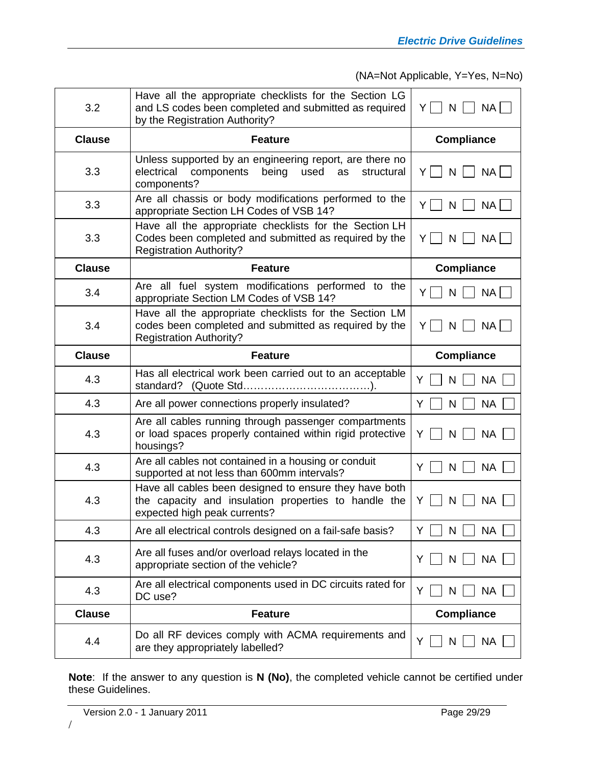(NA=Not Applicable, Y=Yes, N=No)

| | | |
|---|---|---|
| 3.2 | Have all the appropriate checklists for the Section LG and LS codes been completed and submitted as required by the Registration Authority? | Y ☐ N ☐ NA ☐ |
| **Clause** | **Feature** | **Compliance** |
| 3.3 | Unless supported by an engineering report, are there no electrical components being used as structural components? | Y ☐ N ☐ NA ☐ |
| 3.3 | Are all chassis or body modifications performed to the appropriate Section LH Codes of VSB 14? | Y ☐ N ☐ NA ☐ |
| 3.3 | Have all the appropriate checklists for the Section LH Codes been completed and submitted as required by the Registration Authority? | Y ☐ N ☐ NA ☐ |
| **Clause** | **Feature** | **Compliance** |
| 3.4 | Are all fuel system modifications performed to the appropriate Section LM Codes of VSB 14? | Y ☐ N ☐ NA ☐ |
| 3.4 | Have all the appropriate checklists for the Section LM codes been completed and submitted as required by the Registration Authority? | Y ☐ N ☐ NA ☐ |
| **Clause** | **Feature** | **Compliance** |
| 4.3 | Has all electrical work been carried out to an acceptable standard? (Quote Std……………………………….). | Y ☐ N ☐ NA ☐ |
| 4.3 | Are all power connections properly insulated? | Y ☐ N ☐ NA ☐ |
| 4.3 | Are all cables running through passenger compartments or load spaces properly contained within rigid protective housings? | Y ☐ N ☐ NA ☐ |
| 4.3 | Are all cables not contained in a housing or conduit supported at not less than 600mm intervals? | Y ☐ N ☐ NA ☐ |
| 4.3 | Have all cables been designed to ensure they have both the capacity and insulation properties to handle the expected high peak currents? | Y ☐ N ☐ NA ☐ |
| 4.3 | Are all electrical controls designed on a fail-safe basis? | Y ☐ N ☐ NA ☐ |
| 4.3 | Are all fuses and/or overload relays located in the appropriate section of the vehicle? | Y ☐ N ☐ NA ☐ |
| 4.3 | Are all electrical components used in DC circuits rated for DC use? | Y ☐ N ☐ NA ☐ |
| **Clause** | **Feature** | **Compliance** |
| 4.4 | Do all RF devices comply with ACMA requirements and are they appropriately labelled? | Y ☐ N ☐ NA ☐ |

**Note**: If the answer to any question is **N (No)**, the completed vehicle cannot be certified under these Guidelines.